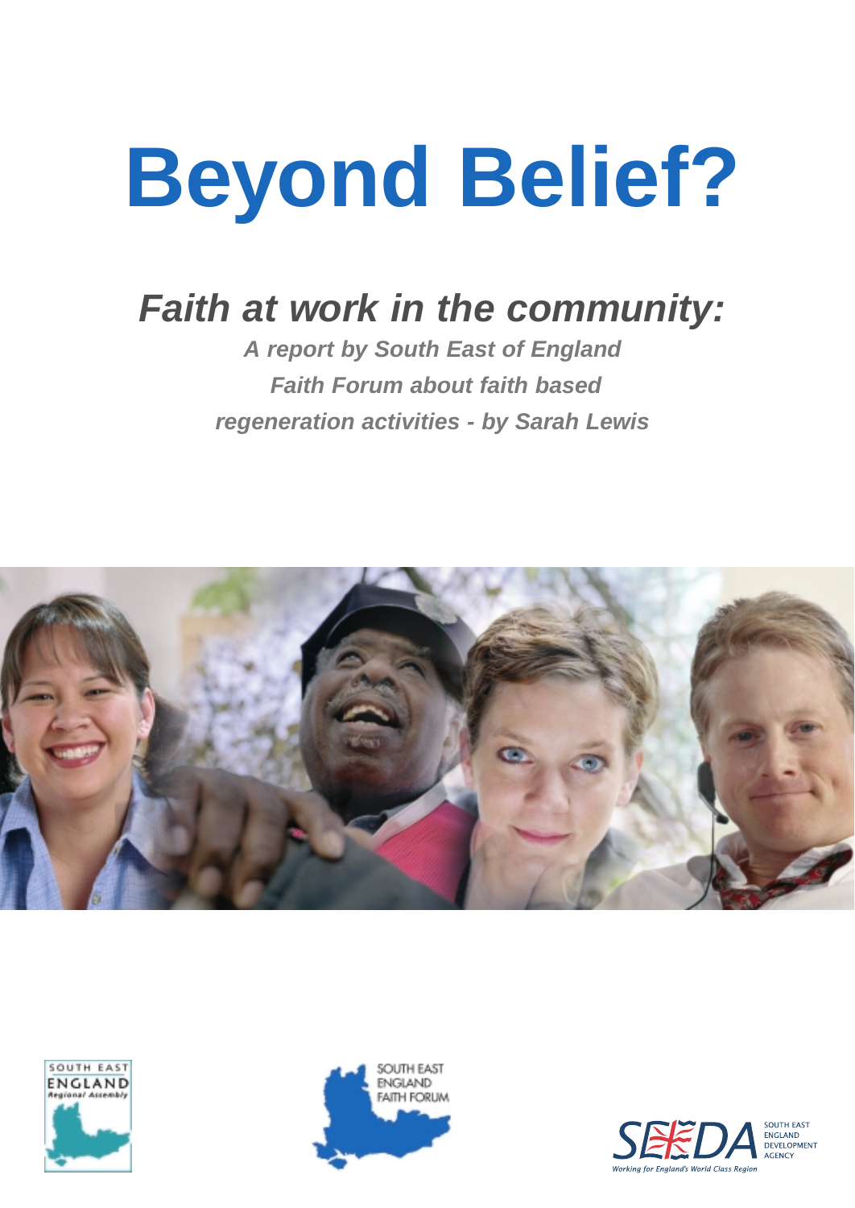# Beyond Belief?

## *Faith at work in the community:*

***A report by South East of England Faith Forum about faith based regeneration activities - by Sarah Lewis***

SOUTH EAST ENGLAND *Regional Assembly*

SOUTH EAST ENGLAND FAITH FORUM

SEEDA SOUTH EAST ENGLAND DEVELOPMENT AGENCY

*Working for England's World Class Region*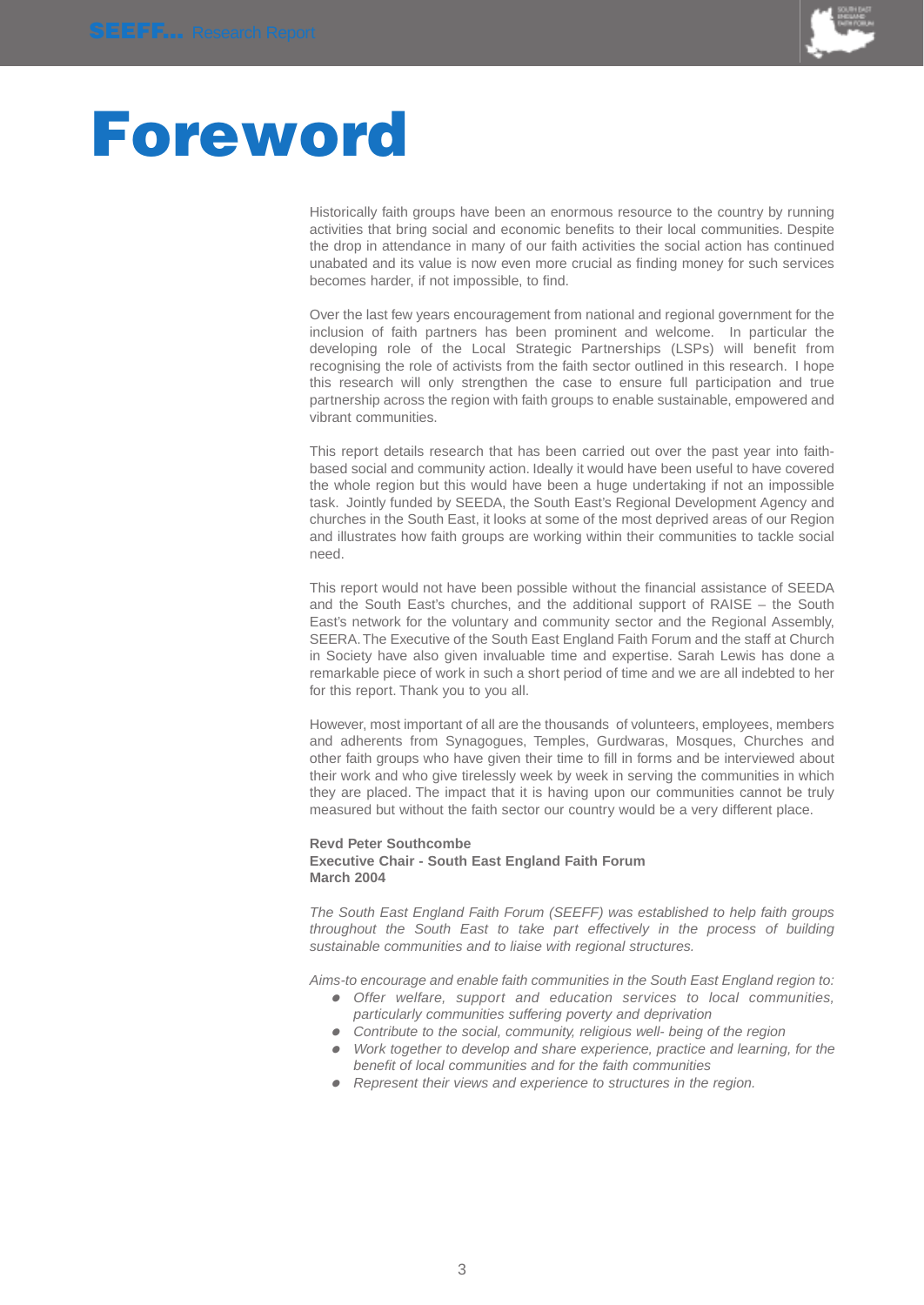# Foreword

Historically faith groups have been an enormous resource to the country by running activities that bring social and economic benefits to their local communities. Despite the drop in attendance in many of our faith activities the social action has continued unabated and its value is now even more crucial as finding money for such services becomes harder, if not impossible, to find.

Over the last few years encouragement from national and regional government for the inclusion of faith partners has been prominent and welcome. In particular the developing role of the Local Strategic Partnerships (LSPs) will benefit from recognising the role of activists from the faith sector outlined in this research. I hope this research will only strengthen the case to ensure full participation and true partnership across the region with faith groups to enable sustainable, empowered and vibrant communities.

This report details research that has been carried out over the past year into faith-based social and community action. Ideally it would have been useful to have covered the whole region but this would have been a huge undertaking if not an impossible task. Jointly funded by SEEDA, the South East's Regional Development Agency and churches in the South East, it looks at some of the most deprived areas of our Region and illustrates how faith groups are working within their communities to tackle social need.

This report would not have been possible without the financial assistance of SEEDA and the South East's churches, and the additional support of RAISE – the South East's network for the voluntary and community sector and the Regional Assembly, SEERA. The Executive of the South East England Faith Forum and the staff at Church in Society have also given invaluable time and expertise. Sarah Lewis has done a remarkable piece of work in such a short period of time and we are all indebted to her for this report. Thank you to you all.

However, most important of all are the thousands of volunteers, employees, members and adherents from Synagogues, Temples, Gurdwaras, Mosques, Churches and other faith groups who have given their time to fill in forms and be interviewed about their work and who give tirelessly week by week in serving the communities in which they are placed. The impact that it is having upon our communities cannot be truly measured but without the faith sector our country would be a very different place.

**Revd Peter Southcombe**
**Executive Chair - South East England Faith Forum**
**March 2004**

*The South East England Faith Forum (SEEFF) was established to help faith groups throughout the South East to take part effectively in the process of building sustainable communities and to liaise with regional structures.*

*Aims-to encourage and enable faith communities in the South East England region to:*

- *Offer welfare, support and education services to local communities, particularly communities suffering poverty and deprivation*
- *Contribute to the social, community, religious well- being of the region*
- *Work together to develop and share experience, practice and learning, for the benefit of local communities and for the faith communities*
- *Represent their views and experience to structures in the region.*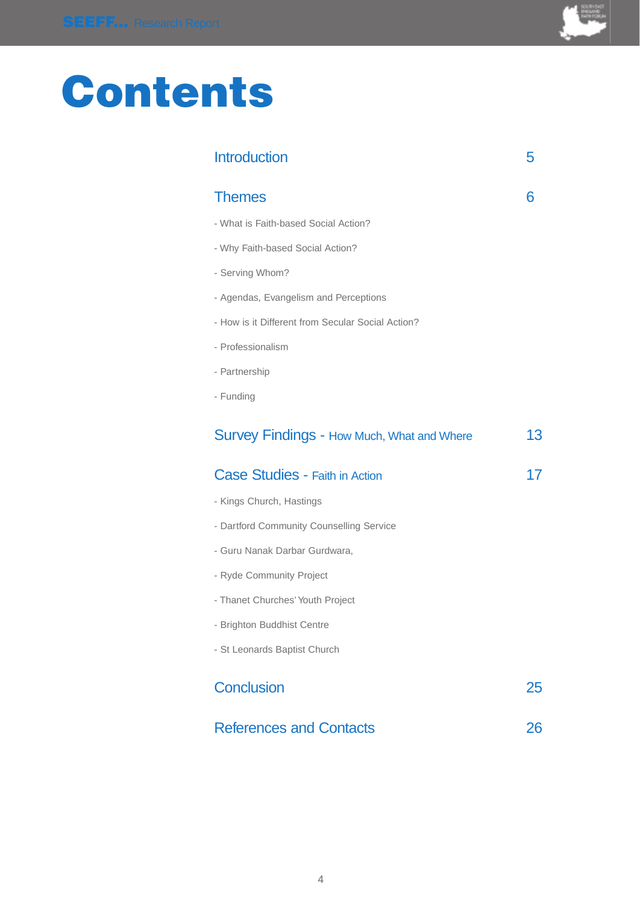# Contents

| | |
|---|---|
| Introduction | 5 |
| Themes | 6 |
| - What is Faith-based Social Action? | |
| - Why Faith-based Social Action? | |
| - Serving Whom? | |
| - Agendas, Evangelism and Perceptions | |
| - How is it Different from Secular Social Action? | |
| - Professionalism | |
| - Partnership | |
| - Funding | |
| Survey Findings - How Much, What and Where | 13 |
| Case Studies - Faith in Action | 17 |
| - Kings Church, Hastings | |
| - Dartford Community Counselling Service | |
| - Guru Nanak Darbar Gurdwara, | |
| - Ryde Community Project | |
| - Thanet Churches' Youth Project | |
| - Brighton Buddhist Centre | |
| - St Leonards Baptist Church | |
| Conclusion | 25 |
| References and Contacts | 26 |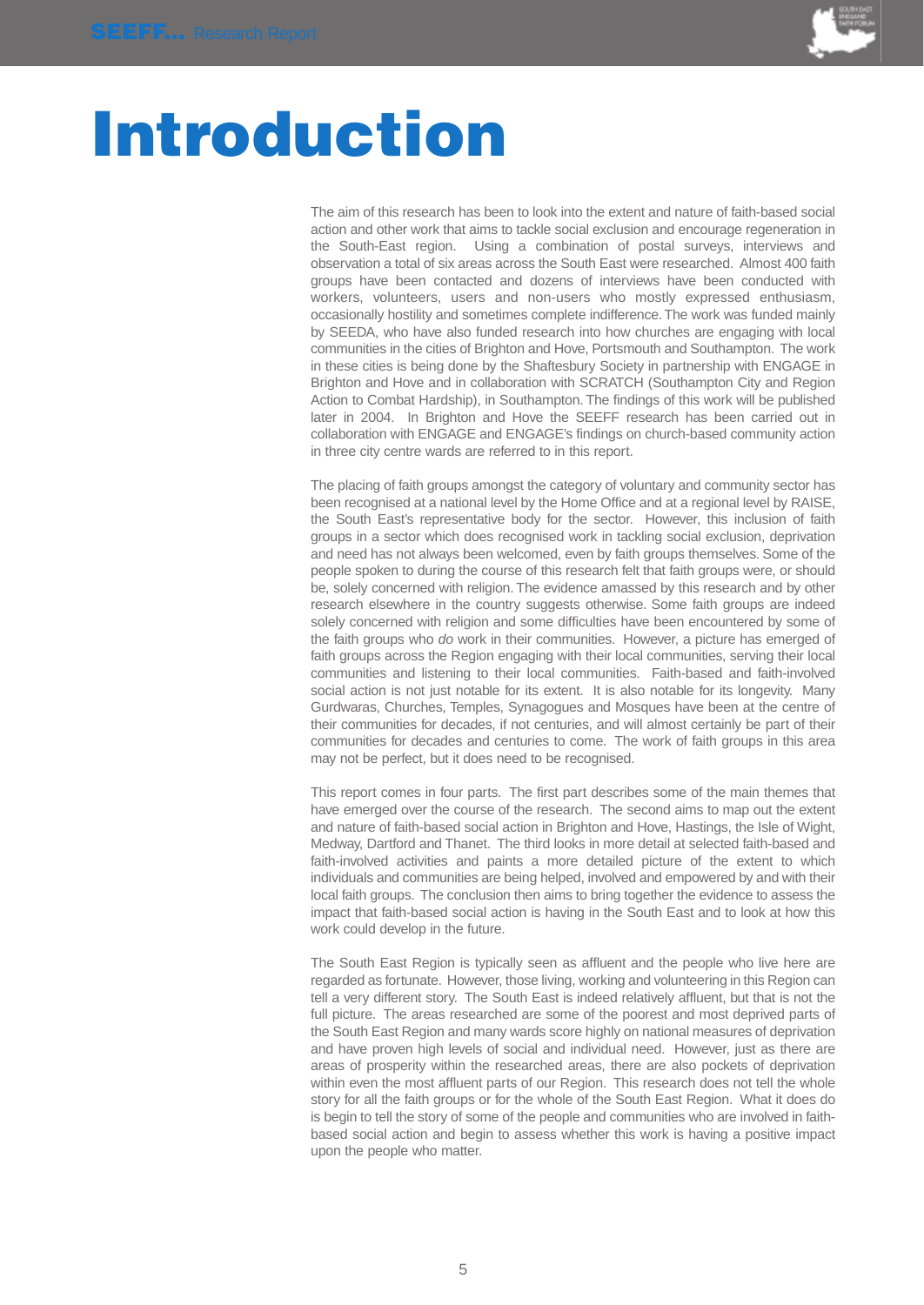# Introduction

The aim of this research has been to look into the extent and nature of faith-based social action and other work that aims to tackle social exclusion and encourage regeneration in the South-East region. Using a combination of postal surveys, interviews and observation a total of six areas across the South East were researched. Almost 400 faith groups have been contacted and dozens of interviews have been conducted with workers, volunteers, users and non-users who mostly expressed enthusiasm, occasionally hostility and sometimes complete indifference. The work was funded mainly by SEEDA, who have also funded research into how churches are engaging with local communities in the cities of Brighton and Hove, Portsmouth and Southampton. The work in these cities is being done by the Shaftesbury Society in partnership with ENGAGE in Brighton and Hove and in collaboration with SCRATCH (Southampton City and Region Action to Combat Hardship), in Southampton. The findings of this work will be published later in 2004. In Brighton and Hove the SEEFF research has been carried out in collaboration with ENGAGE and ENGAGE's findings on church-based community action in three city centre wards are referred to in this report.

The placing of faith groups amongst the category of voluntary and community sector has been recognised at a national level by the Home Office and at a regional level by RAISE, the South East's representative body for the sector. However, this inclusion of faith groups in a sector which does recognised work in tackling social exclusion, deprivation and need has not always been welcomed, even by faith groups themselves. Some of the people spoken to during the course of this research felt that faith groups were, or should be, solely concerned with religion. The evidence amassed by this research and by other research elsewhere in the country suggests otherwise. Some faith groups are indeed solely concerned with religion and some difficulties have been encountered by some of the faith groups who *do* work in their communities. However, a picture has emerged of faith groups across the Region engaging with their local communities, serving their local communities and listening to their local communities. Faith-based and faith-involved social action is not just notable for its extent. It is also notable for its longevity. Many Gurdwaras, Churches, Temples, Synagogues and Mosques have been at the centre of their communities for decades, if not centuries, and will almost certainly be part of their communities for decades and centuries to come. The work of faith groups in this area may not be perfect, but it does need to be recognised.

This report comes in four parts. The first part describes some of the main themes that have emerged over the course of the research. The second aims to map out the extent and nature of faith-based social action in Brighton and Hove, Hastings, the Isle of Wight, Medway, Dartford and Thanet. The third looks in more detail at selected faith-based and faith-involved activities and paints a more detailed picture of the extent to which individuals and communities are being helped, involved and empowered by and with their local faith groups. The conclusion then aims to bring together the evidence to assess the impact that faith-based social action is having in the South East and to look at how this work could develop in the future.

The South East Region is typically seen as affluent and the people who live here are regarded as fortunate. However, those living, working and volunteering in this Region can tell a very different story. The South East is indeed relatively affluent, but that is not the full picture. The areas researched are some of the poorest and most deprived parts of the South East Region and many wards score highly on national measures of deprivation and have proven high levels of social and individual need. However, just as there are areas of prosperity within the researched areas, there are also pockets of deprivation within even the most affluent parts of our Region. This research does not tell the whole story for all the faith groups or for the whole of the South East Region. What it does do is begin to tell the story of some of the people and communities who are involved in faith-based social action and begin to assess whether this work is having a positive impact upon the people who matter.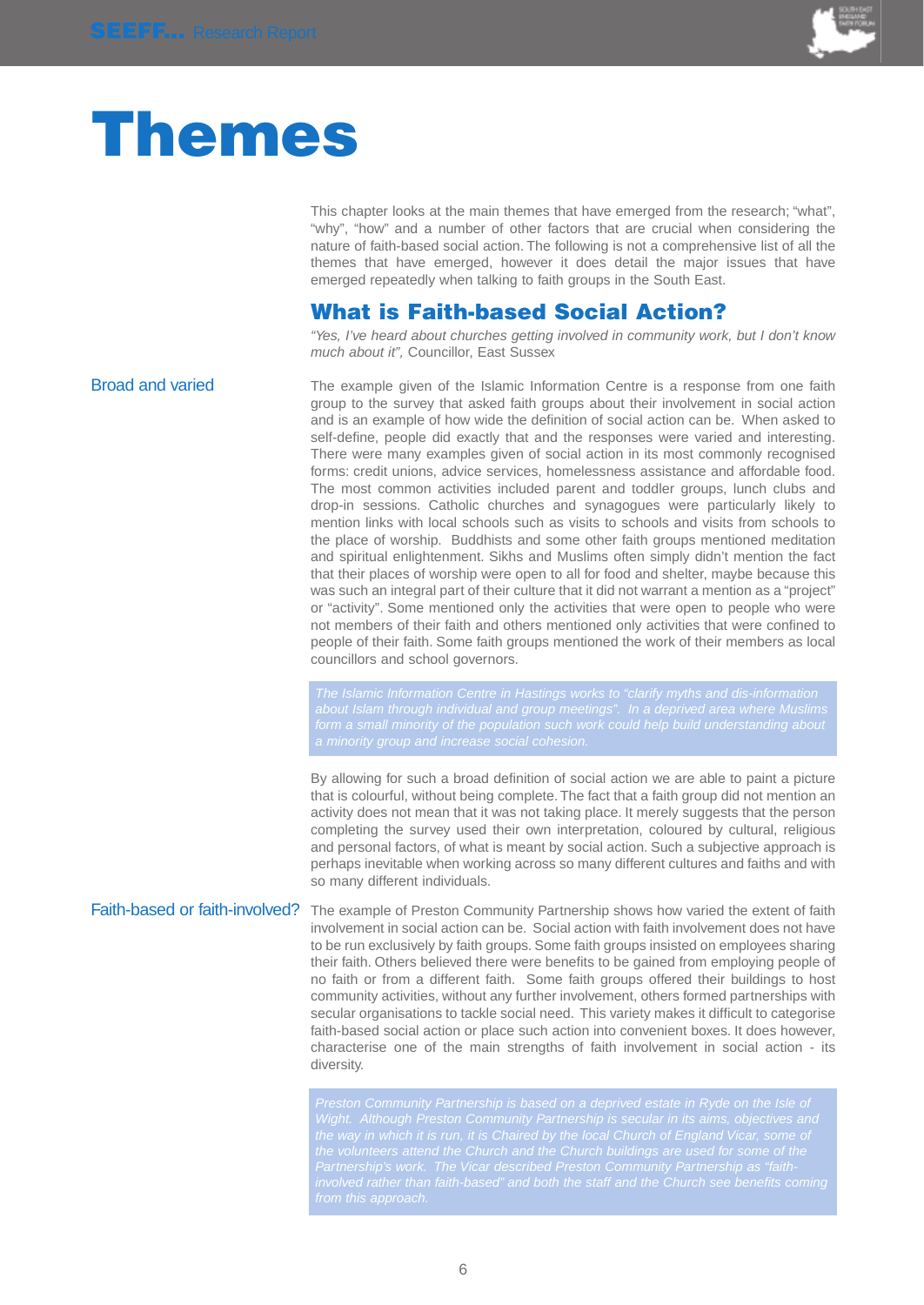# Themes

This chapter looks at the main themes that have emerged from the research; "what", "why", "how" and a number of other factors that are crucial when considering the nature of faith-based social action. The following is not a comprehensive list of all the themes that have emerged, however it does detail the major issues that have emerged repeatedly when talking to faith groups in the South East.

## What is Faith-based Social Action?

*"Yes, I've heard about churches getting involved in community work, but I don't know much about it",* Councillor, East Sussex

### Broad and varied

The example given of the Islamic Information Centre is a response from one faith group to the survey that asked faith groups about their involvement in social action and is an example of how wide the definition of social action can be. When asked to self-define, people did exactly that and the responses were varied and interesting. There were many examples given of social action in its most commonly recognised forms: credit unions, advice services, homelessness assistance and affordable food. The most common activities included parent and toddler groups, lunch clubs and drop-in sessions. Catholic churches and synagogues were particularly likely to mention links with local schools such as visits to schools and visits from schools to the place of worship. Buddhists and some other faith groups mentioned meditation and spiritual enlightenment. Sikhs and Muslims often simply didn't mention the fact that their places of worship were open to all for food and shelter, maybe because this was such an integral part of their culture that it did not warrant a mention as a "project" or "activity". Some mentioned only the activities that were open to people who were not members of their faith and others mentioned only activities that were confined to people of their faith. Some faith groups mentioned the work of their members as local councillors and school governors.

*The Islamic Information Centre in Hastings works to "clarify myths and dis-information about Islam through individual and group meetings". In a deprived area where Muslims form a small minority of the population such work could help build understanding about a minority group and increase social cohesion.*

By allowing for such a broad definition of social action we are able to paint a picture that is colourful, without being complete. The fact that a faith group did not mention an activity does not mean that it was not taking place. It merely suggests that the person completing the survey used their own interpretation, coloured by cultural, religious and personal factors, of what is meant by social action. Such a subjective approach is perhaps inevitable when working across so many different cultures and faiths and with so many different individuals.

### Faith-based or faith-involved?

The example of Preston Community Partnership shows how varied the extent of faith involvement in social action can be. Social action with faith involvement does not have to be run exclusively by faith groups. Some faith groups insisted on employees sharing their faith. Others believed there were benefits to be gained from employing people of no faith or from a different faith. Some faith groups offered their buildings to host community activities, without any further involvement, others formed partnerships with secular organisations to tackle social need. This variety makes it difficult to categorise faith-based social action or place such action into convenient boxes. It does however, characterise one of the main strengths of faith involvement in social action - its diversity.

*Preston Community Partnership is based on a deprived estate in Ryde on the Isle of Wight. Although Preston Community Partnership is secular in its aims, objectives and the way in which it is run, it is Chaired by the local Church of England Vicar, some of the volunteers attend the Church and the Church buildings are used for some of the Partnership's work. The Vicar described Preston Community Partnership as "faith-involved rather than faith-based" and both the staff and the Church see benefits coming from this approach.*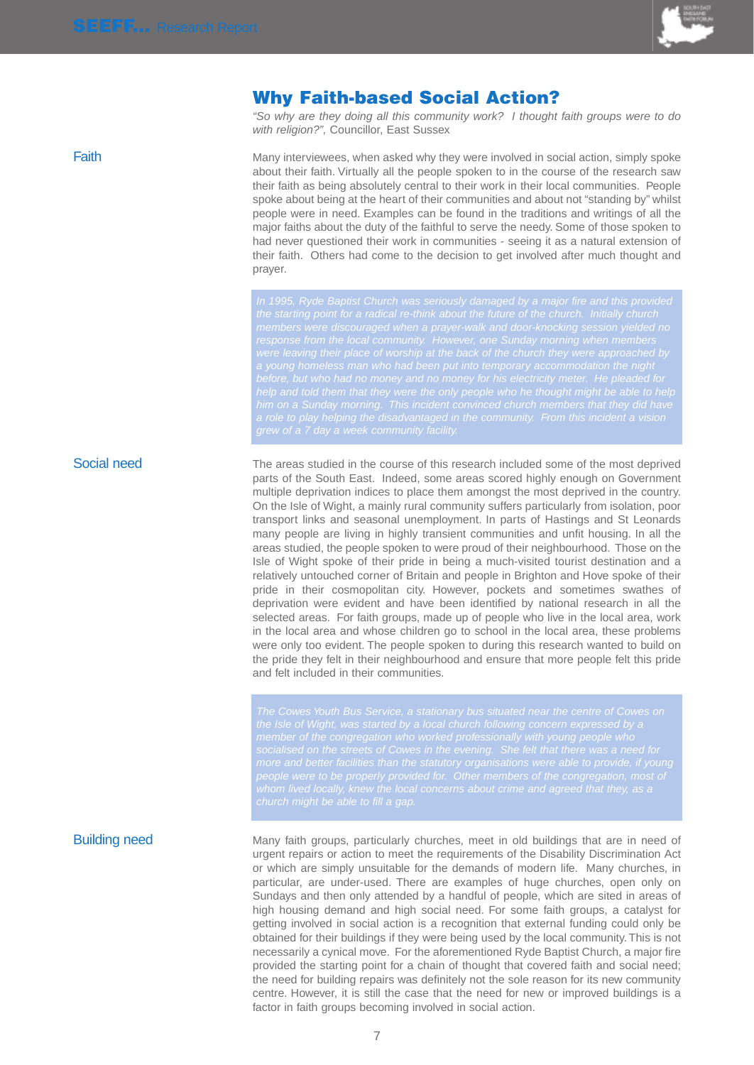## Why Faith-based Social Action?

*"So why are they doing all this community work? I thought faith groups were to do with religion?",* Councillor, East Sussex

### Faith

Many interviewees, when asked why they were involved in social action, simply spoke about their faith. Virtually all the people spoken to in the course of the research saw their faith as being absolutely central to their work in their local communities. People spoke about being at the heart of their communities and about not "standing by" whilst people were in need. Examples can be found in the traditions and writings of all the major faiths about the duty of the faithful to serve the needy. Some of those spoken to had never questioned their work in communities - seeing it as a natural extension of their faith. Others had come to the decision to get involved after much thought and prayer.

> *In 1995, Ryde Baptist Church was seriously damaged by a major fire and this provided the starting point for a radical re-think about the future of the church. Initially church members were discouraged when a prayer-walk and door-knocking session yielded no response from the local community. However, one Sunday morning when members were leaving their place of worship at the back of the church they were approached by a young homeless man who had been put into temporary accommodation the night before, but who had no money and no money for his electricity meter. He pleaded for help and told them that they were the only people who he thought might be able to help him on a Sunday morning. This incident convinced church members that they did have a role to play helping the disadvantaged in the community. From this incident a vision grew of a 7 day a week community facility.*

### Social need

The areas studied in the course of this research included some of the most deprived parts of the South East. Indeed, some areas scored highly enough on Government multiple deprivation indices to place them amongst the most deprived in the country. On the Isle of Wight, a mainly rural community suffers particularly from isolation, poor transport links and seasonal unemployment. In parts of Hastings and St Leonards many people are living in highly transient communities and unfit housing. In all the areas studied, the people spoken to were proud of their neighbourhood. Those on the Isle of Wight spoke of their pride in being a much-visited tourist destination and a relatively untouched corner of Britain and people in Brighton and Hove spoke of their pride in their cosmopolitan city. However, pockets and sometimes swathes of deprivation were evident and have been identified by national research in all the selected areas. For faith groups, made up of people who live in the local area, work in the local area and whose children go to school in the local area, these problems were only too evident. The people spoken to during this research wanted to build on the pride they felt in their neighbourhood and ensure that more people felt this pride and felt included in their communities.

> *The Cowes Youth Bus Service, a stationary bus situated near the centre of Cowes on the Isle of Wight, was started by a local church following concern expressed by a member of the congregation who worked professionally with young people who socialised on the streets of Cowes in the evening. She felt that there was a need for more and better facilities than the statutory organisations were able to provide, if young people were to be properly provided for. Other members of the congregation, most of whom lived locally, knew the local concerns about crime and agreed that they, as a church might be able to fill a gap.*

### Building need

Many faith groups, particularly churches, meet in old buildings that are in need of urgent repairs or action to meet the requirements of the Disability Discrimination Act or which are simply unsuitable for the demands of modern life. Many churches, in particular, are under-used. There are examples of huge churches, open only on Sundays and then only attended by a handful of people, which are sited in areas of high housing demand and high social need. For some faith groups, a catalyst for getting involved in social action is a recognition that external funding could only be obtained for their buildings if they were being used by the local community. This is not necessarily a cynical move. For the aforementioned Ryde Baptist Church, a major fire provided the starting point for a chain of thought that covered faith and social need; the need for building repairs was definitely not the sole reason for its new community centre. However, it is still the case that the need for new or improved buildings is a factor in faith groups becoming involved in social action.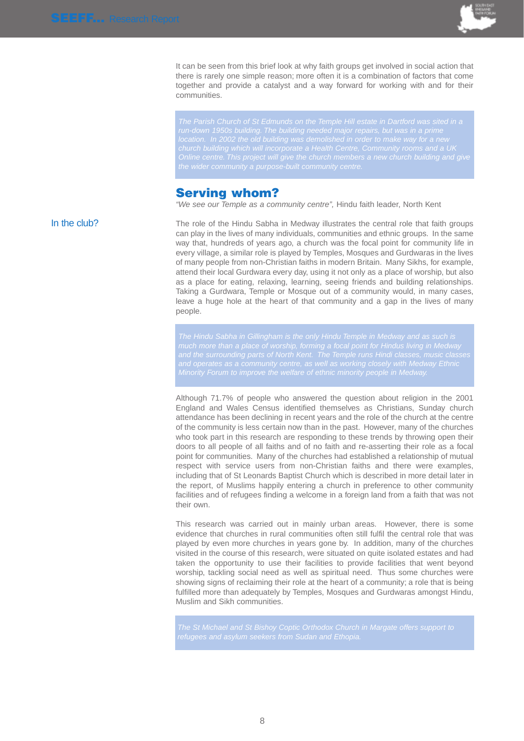It can be seen from this brief look at why faith groups get involved in social action that there is rarely one simple reason; more often it is a combination of factors that come together and provide a catalyst and a way forward for working with and for their communities.

*The Parish Church of St Edmunds on the Temple Hill estate in Dartford was sited in a run-down 1950s building. The building needed major repairs, but was in a prime location. In 2002 the old building was demolished in order to make way for a new church building which will incorporate a Health Centre, Community rooms and a UK Online centre. This project will give the church members a new church building and give the wider community a purpose-built community centre.*

## Serving whom?

*"We see our Temple as a community centre",* Hindu faith leader, North Kent

### In the club?

The role of the Hindu Sabha in Medway illustrates the central role that faith groups can play in the lives of many individuals, communities and ethnic groups. In the same way that, hundreds of years ago, a church was the focal point for community life in every village, a similar role is played by Temples, Mosques and Gurdwaras in the lives of many people from non-Christian faiths in modern Britain. Many Sikhs, for example, attend their local Gurdwara every day, using it not only as a place of worship, but also as a place for eating, relaxing, learning, seeing friends and building relationships. Taking a Gurdwara, Temple or Mosque out of a community would, in many cases, leave a huge hole at the heart of that community and a gap in the lives of many people.

*The Hindu Sabha in Gillingham is the only Hindu Temple in Medway and as such is much more than a place of worship, forming a focal point for Hindus living in Medway and the surrounding parts of North Kent. The Temple runs Hindi classes, music classes and operates as a community centre, as well as working closely with Medway Ethnic Minority Forum to improve the welfare of ethnic minority people in Medway.*

Although 71.7% of people who answered the question about religion in the 2001 England and Wales Census identified themselves as Christians, Sunday church attendance has been declining in recent years and the role of the church at the centre of the community is less certain now than in the past. However, many of the churches who took part in this research are responding to these trends by throwing open their doors to all people of all faiths and of no faith and re-asserting their role as a focal point for communities. Many of the churches had established a relationship of mutual respect with service users from non-Christian faiths and there were examples, including that of St Leonards Baptist Church which is described in more detail later in the report, of Muslims happily entering a church in preference to other community facilities and of refugees finding a welcome in a foreign land from a faith that was not their own.

This research was carried out in mainly urban areas. However, there is some evidence that churches in rural communities often still fulfil the central role that was played by even more churches in years gone by. In addition, many of the churches visited in the course of this research, were situated on quite isolated estates and had taken the opportunity to use their facilities to provide facilities that went beyond worship, tackling social need as well as spiritual need. Thus some churches were showing signs of reclaiming their role at the heart of a community; a role that is being fulfilled more than adequately by Temples, Mosques and Gurdwaras amongst Hindu, Muslim and Sikh communities.

*The St Michael and St Bishoy Coptic Orthodox Church in Margate offers support to refugees and asylum seekers from Sudan and Ethopia.*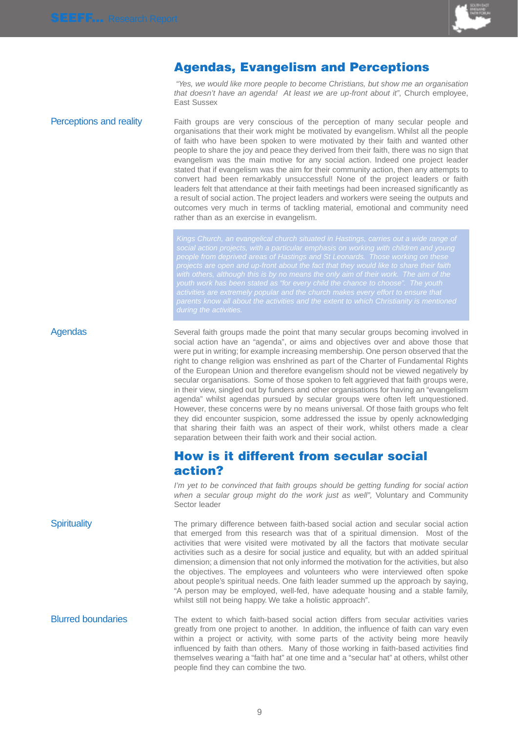## Agendas, Evangelism and Perceptions

*"Yes, we would like more people to become Christians, but show me an organisation that doesn't have an agenda! At least we are up-front about it"*, Church employee, East Sussex

### Perceptions and reality

Faith groups are very conscious of the perception of many secular people and organisations that their work might be motivated by evangelism. Whilst all the people of faith who have been spoken to were motivated by their faith and wanted other people to share the joy and peace they derived from their faith, there was no sign that evangelism was the main motive for any social action. Indeed one project leader stated that if evangelism was the aim for their community action, then any attempts to convert had been remarkably unsuccessful! None of the project leaders or faith leaders felt that attendance at their faith meetings had been increased significantly as a result of social action. The project leaders and workers were seeing the outputs and outcomes very much in terms of tackling material, emotional and community need rather than as an exercise in evangelism.

*Kings Church, an evangelical church situated in Hastings, carries out a wide range of social action projects, with a particular emphasis on working with children and young people from deprived areas of Hastings and St Leonards. Those working on these projects are open and up-front about the fact that they would like to share their faith with others, although this is by no means the only aim of their work. The aim of the youth work has been stated as "for every child the chance to choose". The youth activities are extremely popular and the church makes every effort to ensure that parents know all about the activities and the extent to which Christianity is mentioned during the activities.*

### Agendas

Several faith groups made the point that many secular groups becoming involved in social action have an "agenda", or aims and objectives over and above those that were put in writing; for example increasing membership. One person observed that the right to change religion was enshrined as part of the Charter of Fundamental Rights of the European Union and therefore evangelism should not be viewed negatively by secular organisations. Some of those spoken to felt aggrieved that faith groups were, in their view, singled out by funders and other organisations for having an "evangelism agenda" whilst agendas pursued by secular groups were often left unquestioned. However, these concerns were by no means universal. Of those faith groups who felt they did encounter suspicion, some addressed the issue by openly acknowledging that sharing their faith was an aspect of their work, whilst others made a clear separation between their faith work and their social action.

## How is it different from secular social action?

*I'm yet to be convinced that faith groups should be getting funding for social action when a secular group might do the work just as well",* Voluntary and Community Sector leader

### Spirituality

The primary difference between faith-based social action and secular social action that emerged from this research was that of a spiritual dimension. Most of the activities that were visited were motivated by all the factors that motivate secular activities such as a desire for social justice and equality, but with an added spiritual dimension; a dimension that not only informed the motivation for the activities, but also the objectives. The employees and volunteers who were interviewed often spoke about people's spiritual needs. One faith leader summed up the approach by saying, "A person may be employed, well-fed, have adequate housing and a stable family, whilst still not being happy. We take a holistic approach".

### Blurred boundaries

The extent to which faith-based social action differs from secular activities varies greatly from one project to another. In addition, the influence of faith can vary even within a project or activity, with some parts of the activity being more heavily influenced by faith than others. Many of those working in faith-based activities find themselves wearing a "faith hat" at one time and a "secular hat" at others, whilst other people find they can combine the two.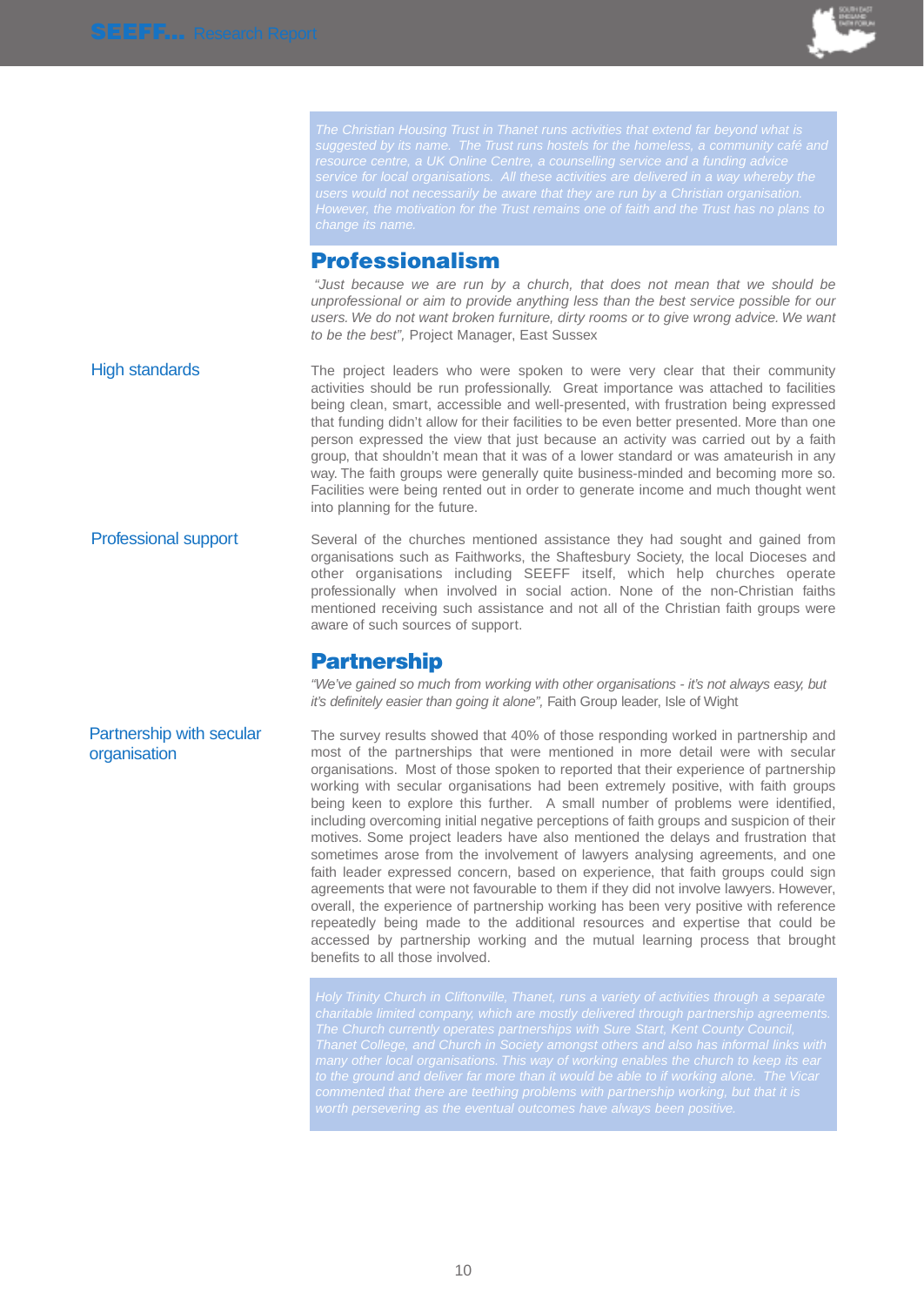*The Christian Housing Trust in Thanet runs activities that extend far beyond what is suggested by its name. The Trust runs hostels for the homeless, a community café and resource centre, a UK Online Centre, a counselling service and a funding advice service for local organisations. All these activities are delivered in a way whereby the users would not necessarily be aware that they are run by a Christian organisation. However, the motivation for the Trust remains one of faith and the Trust has no plans to change its name.*

## Professionalism

*"Just because we are run by a church, that does not mean that we should be unprofessional or aim to provide anything less than the best service possible for our users. We do not want broken furniture, dirty rooms or to give wrong advice. We want to be the best",* Project Manager, East Sussex

### High standards

The project leaders who were spoken to were very clear that their community activities should be run professionally. Great importance was attached to facilities being clean, smart, accessible and well-presented, with frustration being expressed that funding didn't allow for their facilities to be even better presented. More than one person expressed the view that just because an activity was carried out by a faith group, that shouldn't mean that it was of a lower standard or was amateurish in any way. The faith groups were generally quite business-minded and becoming more so. Facilities were being rented out in order to generate income and much thought went into planning for the future.

### Professional support

Several of the churches mentioned assistance they had sought and gained from organisations such as Faithworks, the Shaftesbury Society, the local Dioceses and other organisations including SEEFF itself, which help churches operate professionally when involved in social action. None of the non-Christian faiths mentioned receiving such assistance and not all of the Christian faith groups were aware of such sources of support.

## Partnership

*"We've gained so much from working with other organisations - it's not always easy, but it's definitely easier than going it alone",* Faith Group leader, Isle of Wight

### Partnership with secular organisation

The survey results showed that 40% of those responding worked in partnership and most of the partnerships that were mentioned in more detail were with secular organisations. Most of those spoken to reported that their experience of partnership working with secular organisations had been extremely positive, with faith groups being keen to explore this further. A small number of problems were identified, including overcoming initial negative perceptions of faith groups and suspicion of their motives. Some project leaders have also mentioned the delays and frustration that sometimes arose from the involvement of lawyers analysing agreements, and one faith leader expressed concern, based on experience, that faith groups could sign agreements that were not favourable to them if they did not involve lawyers. However, overall, the experience of partnership working has been very positive with reference repeatedly being made to the additional resources and expertise that could be accessed by partnership working and the mutual learning process that brought benefits to all those involved.

*Holy Trinity Church in Cliftonville, Thanet, runs a variety of activities through a separate charitable limited company, which are mostly delivered through partnership agreements. The Church currently operates partnerships with Sure Start, Kent County Council, Thanet College, and Church in Society amongst others and also has informal links with many other local organisations. This way of working enables the church to keep its ear to the ground and deliver far more than it would be able to if working alone. The Vicar commented that there are teething problems with partnership working, but that it is worth persevering as the eventual outcomes have always been positive.*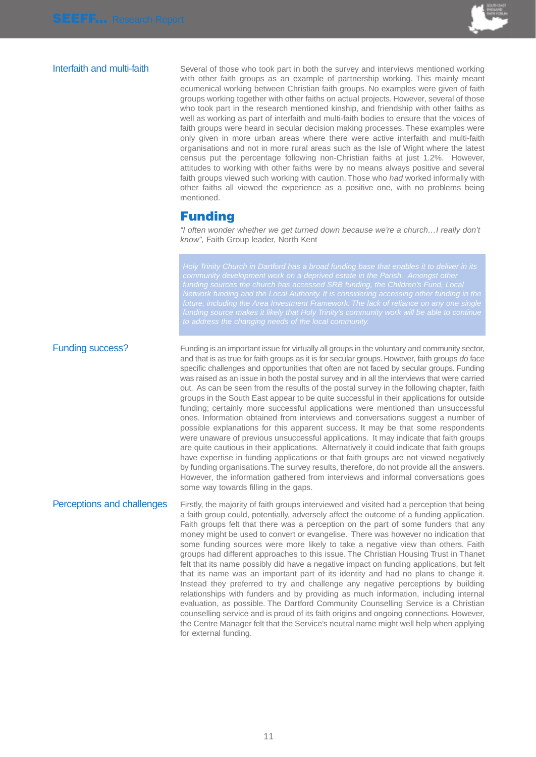### Interfaith and multi-faith

Several of those who took part in both the survey and interviews mentioned working with other faith groups as an example of partnership working. This mainly meant ecumenical working between Christian faith groups. No examples were given of faith groups working together with other faiths on actual projects. However, several of those who took part in the research mentioned kinship, and friendship with other faiths as well as working as part of interfaith and multi-faith bodies to ensure that the voices of faith groups were heard in secular decision making processes. These examples were only given in more urban areas where there were active interfaith and multi-faith organisations and not in more rural areas such as the Isle of Wight where the latest census put the percentage following non-Christian faiths at just 1.2%. However, attitudes to working with other faiths were by no means always positive and several faith groups viewed such working with caution. Those who *had* worked informally with other faiths all viewed the experience as a positive one, with no problems being mentioned.

## Funding

*"I often wonder whether we get turned down because we're a church…I really don't know",* Faith Group leader, North Kent

> *Holy Trinity Church in Dartford has a broad funding base that enables it to deliver in its community development work on a deprived estate in the Parish. Amongst other funding sources the church has accessed SRB funding, the Children's Fund, Local Network funding and the Local Authority. It is considering accessing other funding in the future, including the Area Investment Framework. The lack of reliance on any one single funding source makes it likely that Holy Trinity's community work will be able to continue to address the changing needs of the local community.*

### Funding success?

Funding is an important issue for virtually all groups in the voluntary and community sector, and that is as true for faith groups as it is for secular groups. However, faith groups *do* face specific challenges and opportunities that often are not faced by secular groups. Funding was raised as an issue in both the postal survey and in all the interviews that were carried out. As can be seen from the results of the postal survey in the following chapter, faith groups in the South East appear to be quite successful in their applications for outside funding; certainly more successful applications were mentioned than unsuccessful ones. Information obtained from interviews and conversations suggest a number of possible explanations for this apparent success. It may be that some respondents were unaware of previous unsuccessful applications. It may indicate that faith groups are quite cautious in their applications. Alternatively it could indicate that faith groups have expertise in funding applications or that faith groups are not viewed negatively by funding organisations. The survey results, therefore, do not provide all the answers. However, the information gathered from interviews and informal conversations goes some way towards filling in the gaps.

### Perceptions and challenges

Firstly, the majority of faith groups interviewed and visited had a perception that being a faith group could, potentially, adversely affect the outcome of a funding application. Faith groups felt that there was a perception on the part of some funders that any money might be used to convert or evangelise. There was however no indication that some funding sources were more likely to take a negative view than others. Faith groups had different approaches to this issue. The Christian Housing Trust in Thanet felt that its name possibly did have a negative impact on funding applications, but felt that its name was an important part of its identity and had no plans to change it. Instead they preferred to try and challenge any negative perceptions by building relationships with funders and by providing as much information, including internal evaluation, as possible. The Dartford Community Counselling Service is a Christian counselling service and is proud of its faith origins and ongoing connections. However, the Centre Manager felt that the Service's neutral name might well help when applying for external funding.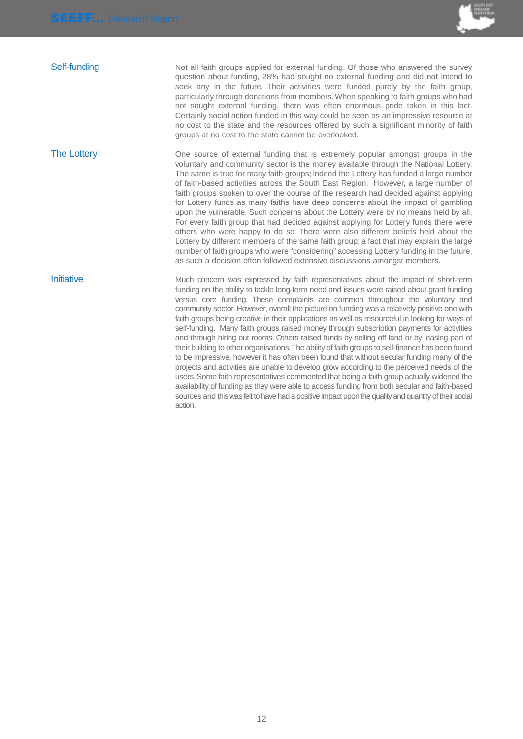### Self-funding

Not all faith groups applied for external funding. Of those who answered the survey question about funding, 28% had sought no external funding and did not intend to seek any in the future. Their activities were funded purely by the faith group, particularly through donations from members. When speaking to faith groups who had not sought external funding, there was often enormous pride taken in this fact. Certainly social action funded in this way could be seen as an impressive resource at no cost to the state and the resources offered by such a significant minority of faith groups at no cost to the state cannot be overlooked.

### The Lottery

One source of external funding that is extremely popular amongst groups in the voluntary and community sector is the money available through the National Lottery. The same is true for many faith groups; indeed the Lottery has funded a large number of faith-based activities across the South East Region. However, a large number of faith groups spoken to over the course of the research had decided against applying for Lottery funds as many faiths have deep concerns about the impact of gambling upon the vulnerable. Such concerns about the Lottery were by no means held by all. For every faith group that had decided against applying for Lottery funds there were others who were happy to do so. There were also different beliefs held about the Lottery by different members of the same faith group; a fact that may explain the large number of faith groups who were "considering" accessing Lottery funding in the future, as such a decision often followed extensive discussions amongst members.

### Initiative

Much concern was expressed by faith representatives about the impact of short-term funding on the ability to tackle long-term need and issues were raised about grant funding versus core funding. These complaints are common throughout the voluntary and community sector. However, overall the picture on funding was a relatively positive one with faith groups being creative in their applications as well as resourceful in looking for ways of self-funding. Many faith groups raised money through subscription payments for activities and through hiring out rooms. Others raised funds by selling off land or by leasing part of their building to other organisations. The ability of faith groups to self-finance has been found to be impressive, however it has often been found that without secular funding many of the projects and activities are unable to develop grow according to the perceived needs of the users. Some faith representatives commented that being a faith group actually widened the availability of funding as they were able to access funding from both secular and faith-based sources and this was felt to have had a positive impact upon the quality and quantity of their social action.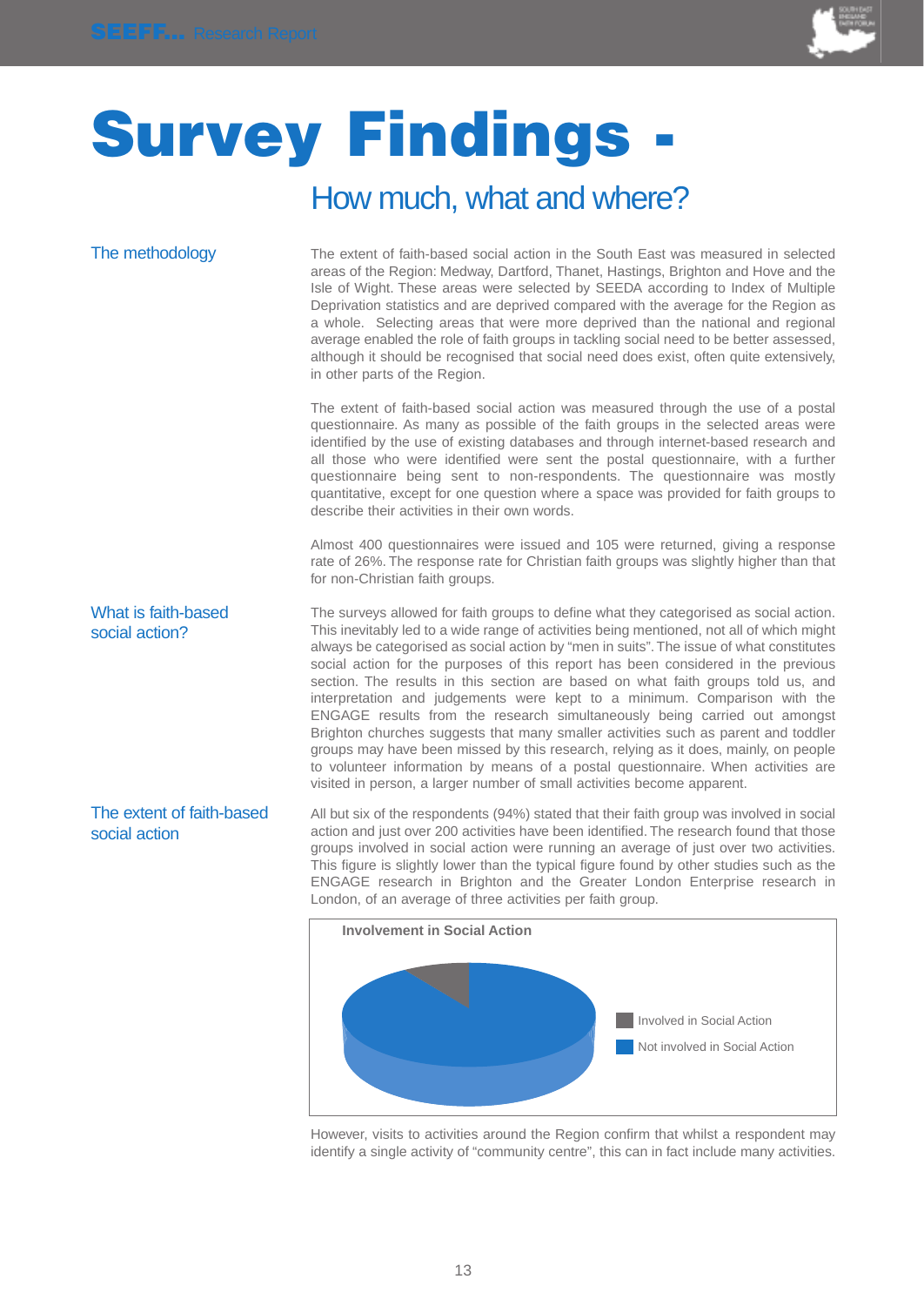# Survey Findings - How much, what and where?

## The methodology

The extent of faith-based social action in the South East was measured in selected areas of the Region: Medway, Dartford, Thanet, Hastings, Brighton and Hove and the Isle of Wight. These areas were selected by SEEDA according to Index of Multiple Deprivation statistics and are deprived compared with the average for the Region as a whole. Selecting areas that were more deprived than the national and regional average enabled the role of faith groups in tackling social need to be better assessed, although it should be recognised that social need does exist, often quite extensively, in other parts of the Region.

The extent of faith-based social action was measured through the use of a postal questionnaire. As many as possible of the faith groups in the selected areas were identified by the use of existing databases and through internet-based research and all those who were identified were sent the postal questionnaire, with a further questionnaire being sent to non-respondents. The questionnaire was mostly quantitative, except for one question where a space was provided for faith groups to describe their activities in their own words.

Almost 400 questionnaires were issued and 105 were returned, giving a response rate of 26%. The response rate for Christian faith groups was slightly higher than that for non-Christian faith groups.

## What is faith-based social action?

The surveys allowed for faith groups to define what they categorised as social action. This inevitably led to a wide range of activities being mentioned, not all of which might always be categorised as social action by "men in suits". The issue of what constitutes social action for the purposes of this report has been considered in the previous section. The results in this section are based on what faith groups told us, and interpretation and judgements were kept to a minimum. Comparison with the ENGAGE results from the research simultaneously being carried out amongst Brighton churches suggests that many smaller activities such as parent and toddler groups may have been missed by this research, relying as it does, mainly, on people to volunteer information by means of a postal questionnaire. When activities are visited in person, a larger number of small activities become apparent.

## The extent of faith-based social action

All but six of the respondents (94%) stated that their faith group was involved in social action and just over 200 activities have been identified. The research found that those groups involved in social action were running an average of just over two activities. This figure is slightly lower than the typical figure found by other studies such as the ENGAGE research in Brighton and the Greater London Enterprise research in London, of an average of three activities per faith group.

**Involvement in Social Action**

- Involved in Social Action
- Not involved in Social Action

However, visits to activities around the Region confirm that whilst a respondent may identify a single activity of "community centre", this can in fact include many activities.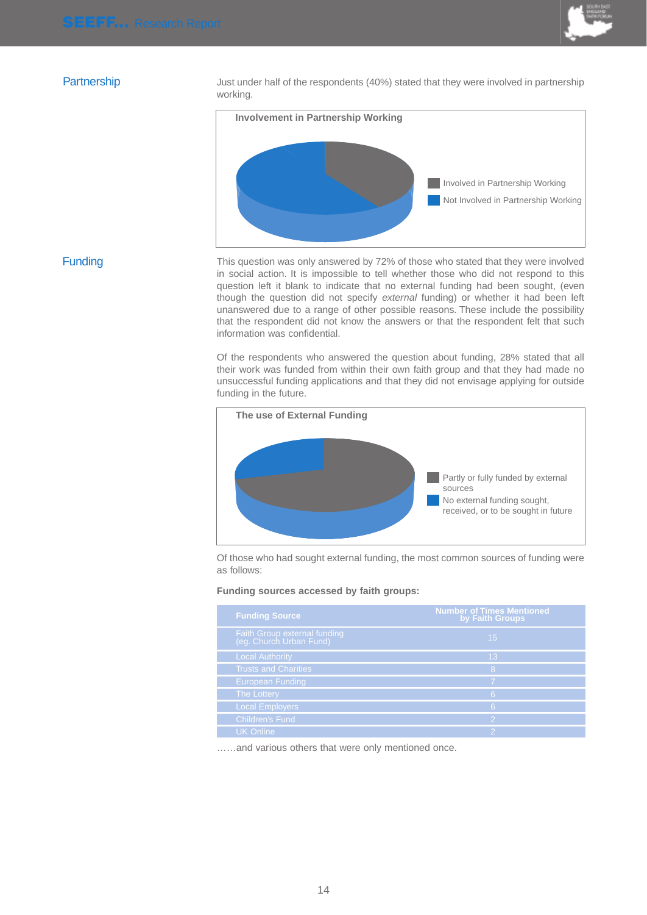## Partnership

Just under half of the respondents (40%) stated that they were involved in partnership working.

**Involvement in Partnership Working**

- Involved in Partnership Working
- Not Involved in Partnership Working

## Funding

This question was only answered by 72% of those who stated that they were involved in social action. It is impossible to tell whether those who did not respond to this question left it blank to indicate that no external funding had been sought, (even though the question did not specify *external* funding) or whether it had been left unanswered due to a range of other possible reasons. These include the possibility that the respondent did not know the answers or that the respondent felt that such information was confidential.

Of the respondents who answered the question about funding, 28% stated that all their work was funded from within their own faith group and that they had made no unsuccessful funding applications and that they did not envisage applying for outside funding in the future.

**The use of External Funding**

- Partly or fully funded by external sources
- No external funding sought, received, or to be sought in future

Of those who had sought external funding, the most common sources of funding were as follows:

**Funding sources accessed by faith groups:**

| Funding Source | Number of Times Mentioned by Faith Groups |
|---|---|
| Faith Group external funding (eg. Church Urban Fund) | 15 |
| Local Authority | 13 |
| Trusts and Charities | 8 |
| European Funding | 7 |
| The Lottery | 6 |
| Local Employers | 6 |
| Children's Fund | 2 |
| UK Online | 2 |

……and various others that were only mentioned once.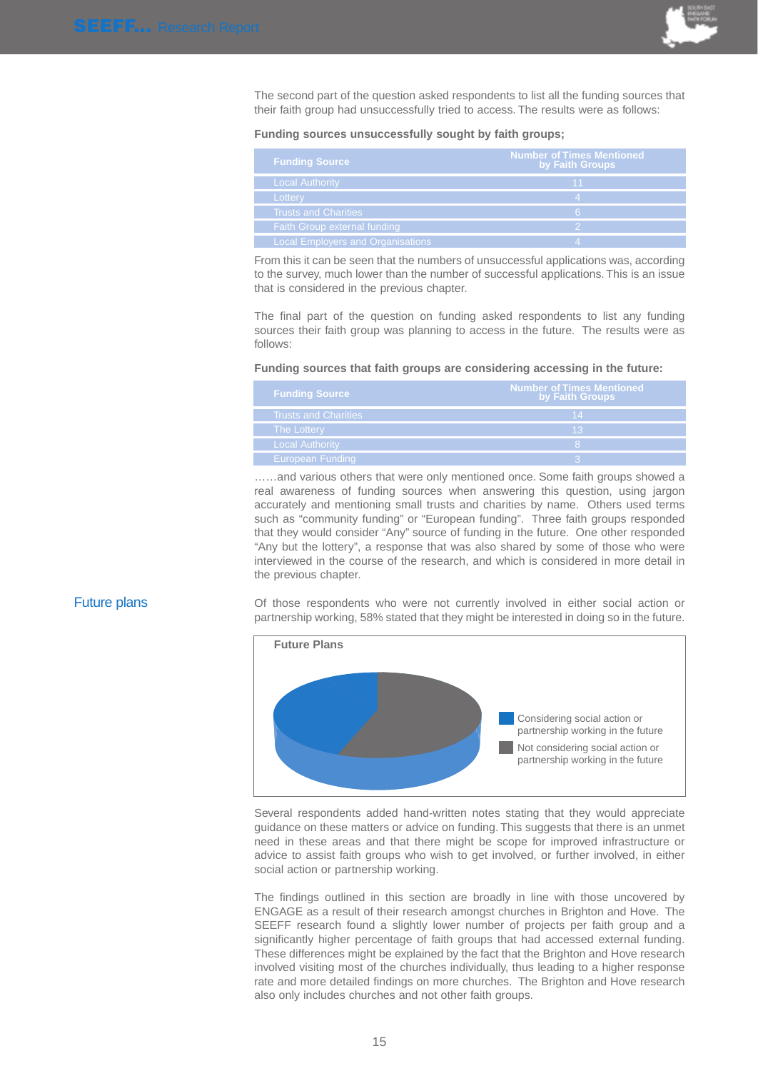The second part of the question asked respondents to list all the funding sources that their faith group had unsuccessfully tried to access. The results were as follows:

**Funding sources unsuccessfully sought by faith groups;**

| Funding Source | Number of Times Mentioned by Faith Groups |
| --- | --- |
| Local Authority | 11 |
| Lottery | 4 |
| Trusts and Charities | 6 |
| Faith Group external funding | 2 |
| Local Employers and Organisations | 4 |

From this it can be seen that the numbers of unsuccessful applications was, according to the survey, much lower than the number of successful applications. This is an issue that is considered in the previous chapter.

The final part of the question on funding asked respondents to list any funding sources their faith group was planning to access in the future. The results were as follows:

**Funding sources that faith groups are considering accessing in the future:**

| Funding Source | Number of Times Mentioned by Faith Groups |
| --- | --- |
| Trusts and Charities | 14 |
| The Lottery | 13 |
| Local Authority | 8 |
| European Funding | 3 |

……and various others that were only mentioned once. Some faith groups showed a real awareness of funding sources when answering this question, using jargon accurately and mentioning small trusts and charities by name. Others used terms such as "community funding" or "European funding". Three faith groups responded that they would consider "Any" source of funding in the future. One other responded "Any but the lottery", a response that was also shared by some of those who were interviewed in the course of the research, and which is considered in more detail in the previous chapter.

## Future plans

Of those respondents who were not currently involved in either social action or partnership working, 58% stated that they might be interested in doing so in the future.

**Future Plans**

- Considering social action or partnership working in the future
- Not considering social action or partnership working in the future

Several respondents added hand-written notes stating that they would appreciate guidance on these matters or advice on funding. This suggests that there is an unmet need in these areas and that there might be scope for improved infrastructure or advice to assist faith groups who wish to get involved, or further involved, in either social action or partnership working.

The findings outlined in this section are broadly in line with those uncovered by ENGAGE as a result of their research amongst churches in Brighton and Hove. The SEEFF research found a slightly lower number of projects per faith group and a significantly higher percentage of faith groups that had accessed external funding. These differences might be explained by the fact that the Brighton and Hove research involved visiting most of the churches individually, thus leading to a higher response rate and more detailed findings on more churches. The Brighton and Hove research also only includes churches and not other faith groups.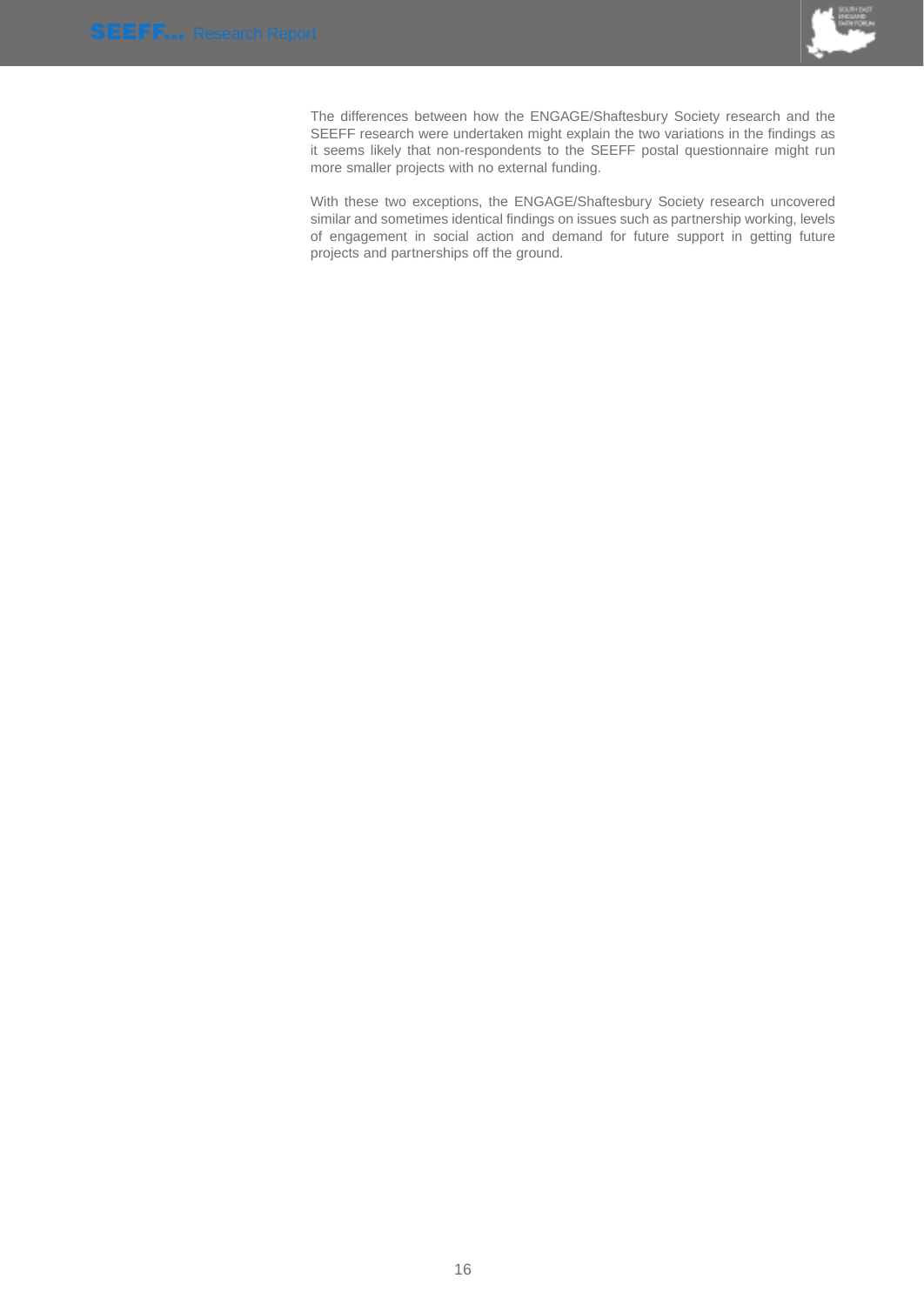The differences between how the ENGAGE/Shaftesbury Society research and the SEEFF research were undertaken might explain the two variations in the findings as it seems likely that non-respondents to the SEEFF postal questionnaire might run more smaller projects with no external funding.

With these two exceptions, the ENGAGE/Shaftesbury Society research uncovered similar and sometimes identical findings on issues such as partnership working, levels of engagement in social action and demand for future support in getting future projects and partnerships off the ground.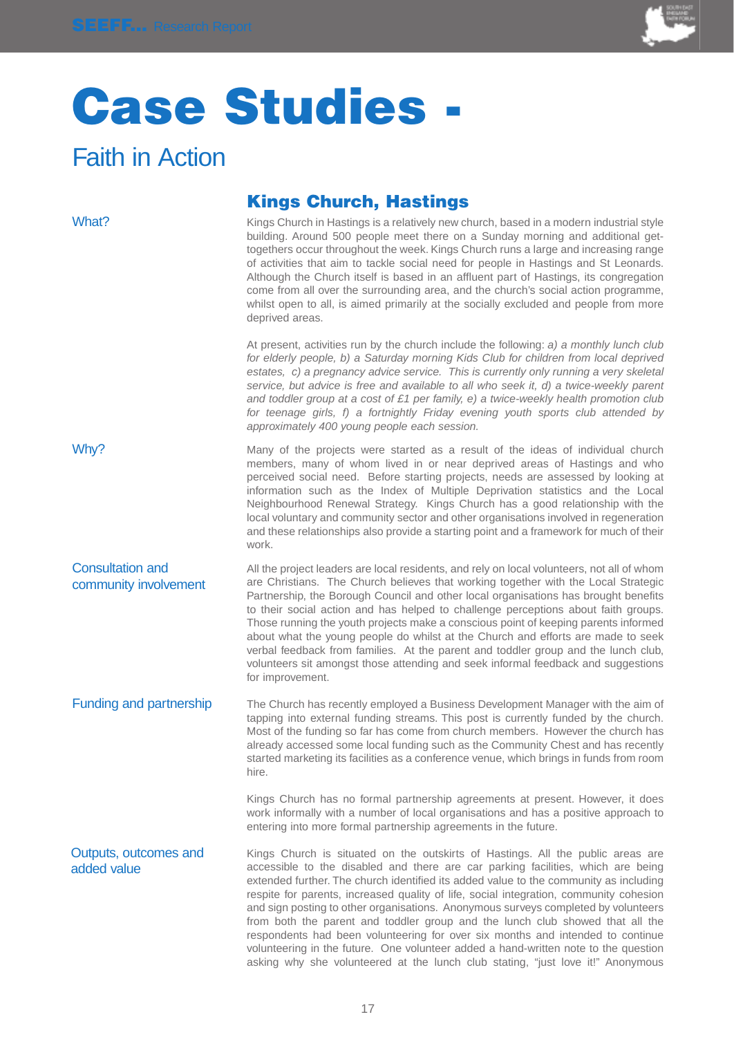# Case Studies -

## Faith in Action

### Kings Church, Hastings

**What?**

Kings Church in Hastings is a relatively new church, based in a modern industrial style building. Around 500 people meet there on a Sunday morning and additional get-togethers occur throughout the week. Kings Church runs a large and increasing range of activities that aim to tackle social need for people in Hastings and St Leonards. Although the Church itself is based in an affluent part of Hastings, its congregation come from all over the surrounding area, and the church's social action programme, whilst open to all, is aimed primarily at the socially excluded and people from more deprived areas.

At present, activities run by the church include the following: *a) a monthly lunch club for elderly people, b) a Saturday morning Kids Club for children from local deprived estates, c) a pregnancy advice service. This is currently only running a very skeletal service, but advice is free and available to all who seek it, d) a twice-weekly parent and toddler group at a cost of £1 per family, e) a twice-weekly health promotion club for teenage girls, f) a fortnightly Friday evening youth sports club attended by approximately 400 young people each session.*

**Why?**

Many of the projects were started as a result of the ideas of individual church members, many of whom lived in or near deprived areas of Hastings and who perceived social need. Before starting projects, needs are assessed by looking at information such as the Index of Multiple Deprivation statistics and the Local Neighbourhood Renewal Strategy. Kings Church has a good relationship with the local voluntary and community sector and other organisations involved in regeneration and these relationships also provide a starting point and a framework for much of their work.

**Consultation and community involvement**

All the project leaders are local residents, and rely on local volunteers, not all of whom are Christians. The Church believes that working together with the Local Strategic Partnership, the Borough Council and other local organisations has brought benefits to their social action and has helped to challenge perceptions about faith groups. Those running the youth projects make a conscious point of keeping parents informed about what the young people do whilst at the Church and efforts are made to seek verbal feedback from families. At the parent and toddler group and the lunch club, volunteers sit amongst those attending and seek informal feedback and suggestions for improvement.

**Funding and partnership**

The Church has recently employed a Business Development Manager with the aim of tapping into external funding streams. This post is currently funded by the church. Most of the funding so far has come from church members. However the church has already accessed some local funding such as the Community Chest and has recently started marketing its facilities as a conference venue, which brings in funds from room hire.

Kings Church has no formal partnership agreements at present. However, it does work informally with a number of local organisations and has a positive approach to entering into more formal partnership agreements in the future.

**Outputs, outcomes and added value**

Kings Church is situated on the outskirts of Hastings. All the public areas are accessible to the disabled and there are car parking facilities, which are being extended further. The church identified its added value to the community as including respite for parents, increased quality of life, social integration, community cohesion and sign posting to other organisations. Anonymous surveys completed by volunteers from both the parent and toddler group and the lunch club showed that all the respondents had been volunteering for over six months and intended to continue volunteering in the future. One volunteer added a hand-written note to the question asking why she volunteered at the lunch club stating, "just love it!" Anonymous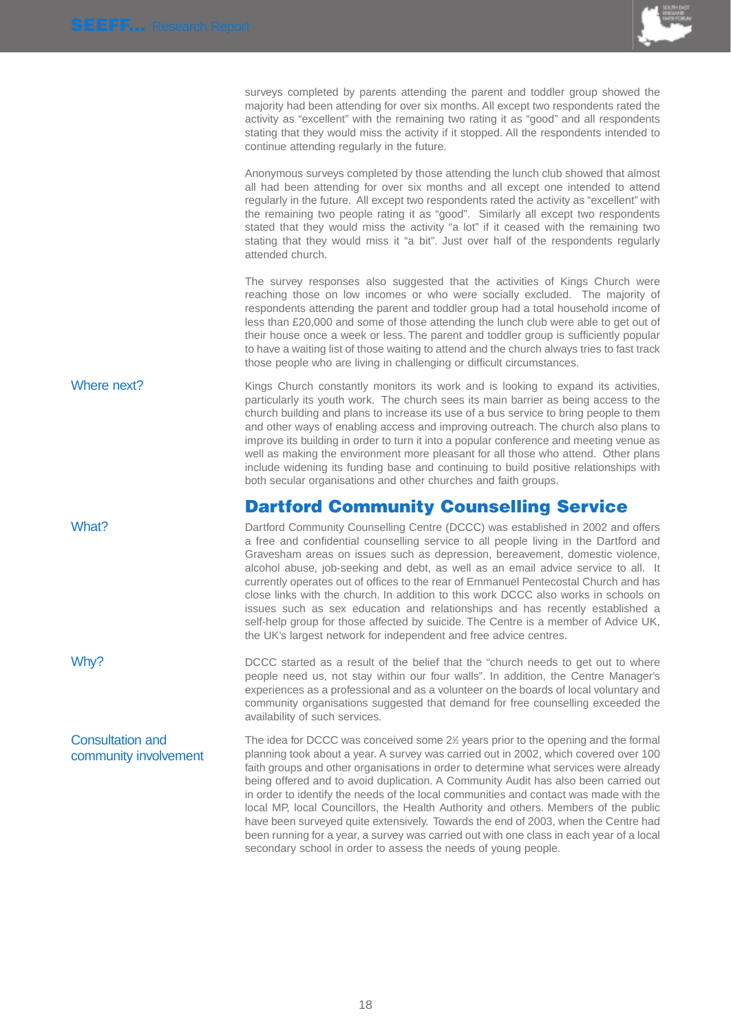surveys completed by parents attending the parent and toddler group showed the majority had been attending for over six months. All except two respondents rated the activity as "excellent" with the remaining two rating it as "good" and all respondents stating that they would miss the activity if it stopped. All the respondents intended to continue attending regularly in the future.

Anonymous surveys completed by those attending the lunch club showed that almost all had been attending for over six months and all except one intended to attend regularly in the future. All except two respondents rated the activity as "excellent" with the remaining two people rating it as "good". Similarly all except two respondents stated that they would miss the activity "a lot" if it ceased with the remaining two stating that they would miss it "a bit". Just over half of the respondents regularly attended church.

The survey responses also suggested that the activities of Kings Church were reaching those on low incomes or who were socially excluded. The majority of respondents attending the parent and toddler group had a total household income of less than £20,000 and some of those attending the lunch club were able to get out of their house once a week or less. The parent and toddler group is sufficiently popular to have a waiting list of those waiting to attend and the church always tries to fast track those people who are living in challenging or difficult circumstances.

### Where next?

Kings Church constantly monitors its work and is looking to expand its activities, particularly its youth work. The church sees its main barrier as being access to the church building and plans to increase its use of a bus service to bring people to them and other ways of enabling access and improving outreach. The church also plans to improve its building in order to turn it into a popular conference and meeting venue as well as making the environment more pleasant for all those who attend. Other plans include widening its funding base and continuing to build positive relationships with both secular organisations and other churches and faith groups.

## Dartford Community Counselling Service

### What?

Dartford Community Counselling Centre (DCCC) was established in 2002 and offers a free and confidential counselling service to all people living in the Dartford and Gravesham areas on issues such as depression, bereavement, domestic violence, alcohol abuse, job-seeking and debt, as well as an email advice service to all. It currently operates out of offices to the rear of Emmanuel Pentecostal Church and has close links with the church. In addition to this work DCCC also works in schools on issues such as sex education and relationships and has recently established a self-help group for those affected by suicide. The Centre is a member of Advice UK, the UK's largest network for independent and free advice centres.

### Why?

DCCC started as a result of the belief that the "church needs to get out to where people need us, not stay within our four walls". In addition, the Centre Manager's experiences as a professional and as a volunteer on the boards of local voluntary and community organisations suggested that demand for free counselling exceeded the availability of such services.

### Consultation and community involvement

The idea for DCCC was conceived some 2½ years prior to the opening and the formal planning took about a year. A survey was carried out in 2002, which covered over 100 faith groups and other organisations in order to determine what services were already being offered and to avoid duplication. A Community Audit has also been carried out in order to identify the needs of the local communities and contact was made with the local MP, local Councillors, the Health Authority and others. Members of the public have been surveyed quite extensively. Towards the end of 2003, when the Centre had been running for a year, a survey was carried out with one class in each year of a local secondary school in order to assess the needs of young people.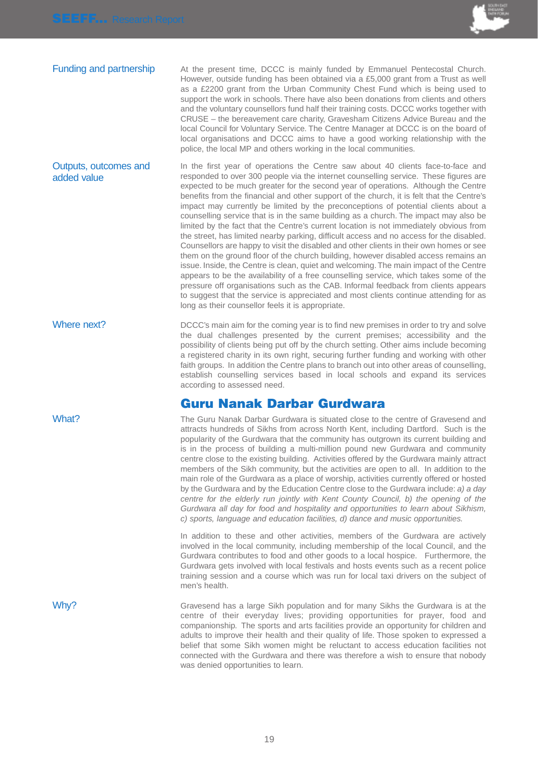### Funding and partnership

At the present time, DCCC is mainly funded by Emmanuel Pentecostal Church. However, outside funding has been obtained via a £5,000 grant from a Trust as well as a £2200 grant from the Urban Community Chest Fund which is being used to support the work in schools. There have also been donations from clients and others and the voluntary counsellors fund half their training costs. DCCC works together with CRUSE – the bereavement care charity, Gravesham Citizens Advice Bureau and the local Council for Voluntary Service. The Centre Manager at DCCC is on the board of local organisations and DCCC aims to have a good working relationship with the police, the local MP and others working in the local communities.

### Outputs, outcomes and added value

In the first year of operations the Centre saw about 40 clients face-to-face and responded to over 300 people via the internet counselling service. These figures are expected to be much greater for the second year of operations. Although the Centre benefits from the financial and other support of the church, it is felt that the Centre's impact may currently be limited by the preconceptions of potential clients about a counselling service that is in the same building as a church. The impact may also be limited by the fact that the Centre's current location is not immediately obvious from the street, has limited nearby parking, difficult access and no access for the disabled. Counsellors are happy to visit the disabled and other clients in their own homes or see them on the ground floor of the church building, however disabled access remains an issue. Inside, the Centre is clean, quiet and welcoming. The main impact of the Centre appears to be the availability of a free counselling service, which takes some of the pressure off organisations such as the CAB. Informal feedback from clients appears to suggest that the service is appreciated and most clients continue attending for as long as their counsellor feels it is appropriate.

### Where next?

DCCC's main aim for the coming year is to find new premises in order to try and solve the dual challenges presented by the current premises; accessibility and the possibility of clients being put off by the church setting. Other aims include becoming a registered charity in its own right, securing further funding and working with other faith groups. In addition the Centre plans to branch out into other areas of counselling, establish counselling services based in local schools and expand its services according to assessed need.

## Guru Nanak Darbar Gurdwara

### What?

The Guru Nanak Darbar Gurdwara is situated close to the centre of Gravesend and attracts hundreds of Sikhs from across North Kent, including Dartford. Such is the popularity of the Gurdwara that the community has outgrown its current building and is in the process of building a multi-million pound new Gurdwara and community centre close to the existing building. Activities offered by the Gurdwara mainly attract members of the Sikh community, but the activities are open to all. In addition to the main role of the Gurdwara as a place of worship, activities currently offered or hosted by the Gurdwara and by the Education Centre close to the Gurdwara include: *a) a day centre for the elderly run jointly with Kent County Council, b) the opening of the Gurdwara all day for food and hospitality and opportunities to learn about Sikhism, c) sports, language and education facilities, d) dance and music opportunities.*

In addition to these and other activities, members of the Gurdwara are actively involved in the local community, including membership of the local Council, and the Gurdwara contributes to food and other goods to a local hospice. Furthermore, the Gurdwara gets involved with local festivals and hosts events such as a recent police training session and a course which was run for local taxi drivers on the subject of men's health.

### Why?

Gravesend has a large Sikh population and for many Sikhs the Gurdwara is at the centre of their everyday lives; providing opportunities for prayer, food and companionship. The sports and arts facilities provide an opportunity for children and adults to improve their health and their quality of life. Those spoken to expressed a belief that some Sikh women might be reluctant to access education facilities not connected with the Gurdwara and there was therefore a wish to ensure that nobody was denied opportunities to learn.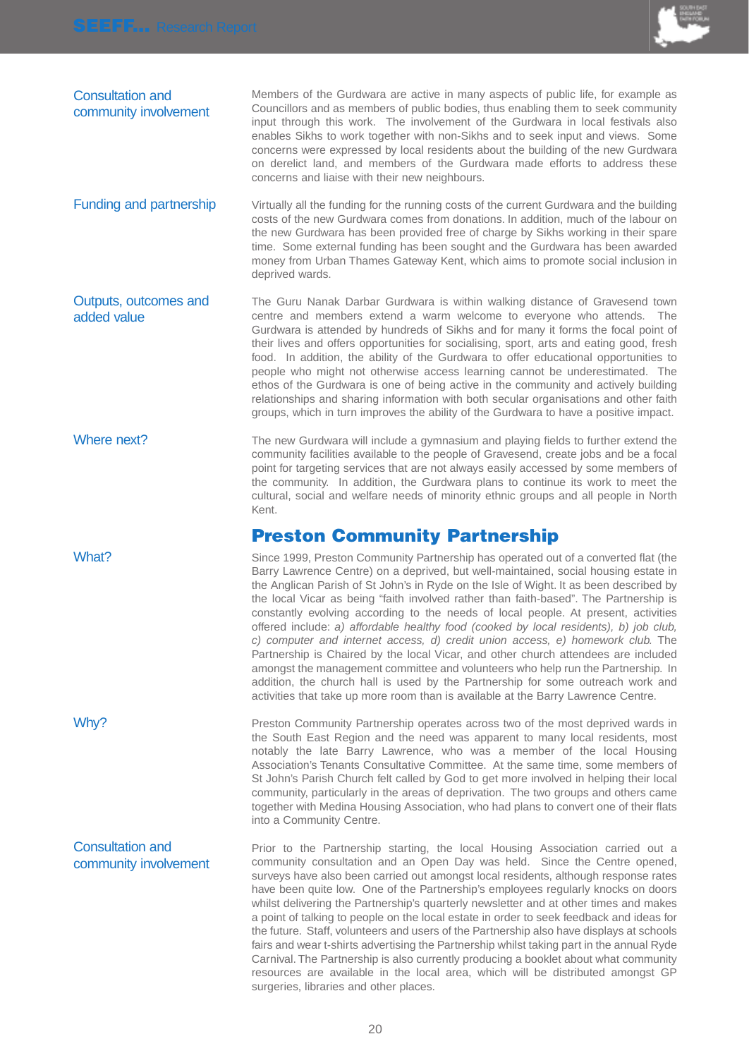**Consultation and community involvement**

Members of the Gurdwara are active in many aspects of public life, for example as Councillors and as members of public bodies, thus enabling them to seek community input through this work. The involvement of the Gurdwara in local festivals also enables Sikhs to work together with non-Sikhs and to seek input and views. Some concerns were expressed by local residents about the building of the new Gurdwara on derelict land, and members of the Gurdwara made efforts to address these concerns and liaise with their new neighbours.

**Funding and partnership**

Virtually all the funding for the running costs of the current Gurdwara and the building costs of the new Gurdwara comes from donations. In addition, much of the labour on the new Gurdwara has been provided free of charge by Sikhs working in their spare time. Some external funding has been sought and the Gurdwara has been awarded money from Urban Thames Gateway Kent, which aims to promote social inclusion in deprived wards.

**Outputs, outcomes and added value**

The Guru Nanak Darbar Gurdwara is within walking distance of Gravesend town centre and members extend a warm welcome to everyone who attends. The Gurdwara is attended by hundreds of Sikhs and for many it forms the focal point of their lives and offers opportunities for socialising, sport, arts and eating good, fresh food. In addition, the ability of the Gurdwara to offer educational opportunities to people who might not otherwise access learning cannot be underestimated. The ethos of the Gurdwara is one of being active in the community and actively building relationships and sharing information with both secular organisations and other faith groups, which in turn improves the ability of the Gurdwara to have a positive impact.

**Where next?**

The new Gurdwara will include a gymnasium and playing fields to further extend the community facilities available to the people of Gravesend, create jobs and be a focal point for targeting services that are not always easily accessed by some members of the community. In addition, the Gurdwara plans to continue its work to meet the cultural, social and welfare needs of minority ethnic groups and all people in North Kent.

## Preston Community Partnership

**What?**

Since 1999, Preston Community Partnership has operated out of a converted flat (the Barry Lawrence Centre) on a deprived, but well-maintained, social housing estate in the Anglican Parish of St John's in Ryde on the Isle of Wight. It as been described by the local Vicar as being "faith involved rather than faith-based". The Partnership is constantly evolving according to the needs of local people. At present, activities offered include: *a) affordable healthy food (cooked by local residents), b) job club, c) computer and internet access, d) credit union access, e) homework club*. The Partnership is Chaired by the local Vicar, and other church attendees are included amongst the management committee and volunteers who help run the Partnership. In addition, the church hall is used by the Partnership for some outreach work and activities that take up more room than is available at the Barry Lawrence Centre.

**Why?**

Preston Community Partnership operates across two of the most deprived wards in the South East Region and the need was apparent to many local residents, most notably the late Barry Lawrence, who was a member of the local Housing Association's Tenants Consultative Committee. At the same time, some members of St John's Parish Church felt called by God to get more involved in helping their local community, particularly in the areas of deprivation. The two groups and others came together with Medina Housing Association, who had plans to convert one of their flats into a Community Centre.

**Consultation and community involvement**

Prior to the Partnership starting, the local Housing Association carried out a community consultation and an Open Day was held. Since the Centre opened, surveys have also been carried out amongst local residents, although response rates have been quite low. One of the Partnership's employees regularly knocks on doors whilst delivering the Partnership's quarterly newsletter and at other times and makes a point of talking to people on the local estate in order to seek feedback and ideas for the future. Staff, volunteers and users of the Partnership also have displays at schools fairs and wear t-shirts advertising the Partnership whilst taking part in the annual Ryde Carnival. The Partnership is also currently producing a booklet about what community resources are available in the local area, which will be distributed amongst GP surgeries, libraries and other places.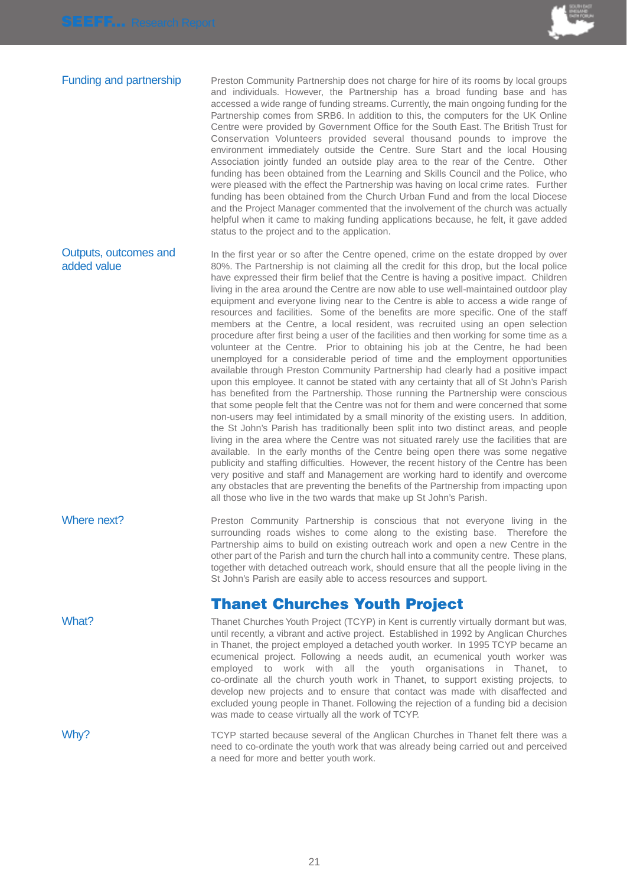### Funding and partnership

Preston Community Partnership does not charge for hire of its rooms by local groups and individuals. However, the Partnership has a broad funding base and has accessed a wide range of funding streams. Currently, the main ongoing funding for the Partnership comes from SRB6. In addition to this, the computers for the UK Online Centre were provided by Government Office for the South East. The British Trust for Conservation Volunteers provided several thousand pounds to improve the environment immediately outside the Centre. Sure Start and the local Housing Association jointly funded an outside play area to the rear of the Centre. Other funding has been obtained from the Learning and Skills Council and the Police, who were pleased with the effect the Partnership was having on local crime rates. Further funding has been obtained from the Church Urban Fund and from the local Diocese and the Project Manager commented that the involvement of the church was actually helpful when it came to making funding applications because, he felt, it gave added status to the project and to the application.

### Outputs, outcomes and added value

In the first year or so after the Centre opened, crime on the estate dropped by over 80%. The Partnership is not claiming all the credit for this drop, but the local police have expressed their firm belief that the Centre is having a positive impact. Children living in the area around the Centre are now able to use well-maintained outdoor play equipment and everyone living near to the Centre is able to access a wide range of resources and facilities. Some of the benefits are more specific. One of the staff members at the Centre, a local resident, was recruited using an open selection procedure after first being a user of the facilities and then working for some time as a volunteer at the Centre. Prior to obtaining his job at the Centre, he had been unemployed for a considerable period of time and the employment opportunities available through Preston Community Partnership had clearly had a positive impact upon this employee. It cannot be stated with any certainty that all of St John's Parish has benefited from the Partnership. Those running the Partnership were conscious that some people felt that the Centre was not for them and were concerned that some non-users may feel intimidated by a small minority of the existing users. In addition, the St John's Parish has traditionally been split into two distinct areas, and people living in the area where the Centre was not situated rarely use the facilities that are available. In the early months of the Centre being open there was some negative publicity and staffing difficulties. However, the recent history of the Centre has been very positive and staff and Management are working hard to identify and overcome any obstacles that are preventing the benefits of the Partnership from impacting upon all those who live in the two wards that make up St John's Parish.

### Where next?

Preston Community Partnership is conscious that not everyone living in the surrounding roads wishes to come along to the existing base. Therefore the Partnership aims to build on existing outreach work and open a new Centre in the other part of the Parish and turn the church hall into a community centre. These plans, together with detached outreach work, should ensure that all the people living in the St John's Parish are easily able to access resources and support.

## Thanet Churches Youth Project

### What?

Thanet Churches Youth Project (TCYP) in Kent is currently virtually dormant but was, until recently, a vibrant and active project. Established in 1992 by Anglican Churches in Thanet, the project employed a detached youth worker. In 1995 TCYP became an ecumenical project. Following a needs audit, an ecumenical youth worker was employed to work with all the youth organisations in Thanet, to co-ordinate all the church youth work in Thanet, to support existing projects, to develop new projects and to ensure that contact was made with disaffected and excluded young people in Thanet. Following the rejection of a funding bid a decision was made to cease virtually all the work of TCYP.

### Why?

TCYP started because several of the Anglican Churches in Thanet felt there was a need to co-ordinate the youth work that was already being carried out and perceived a need for more and better youth work.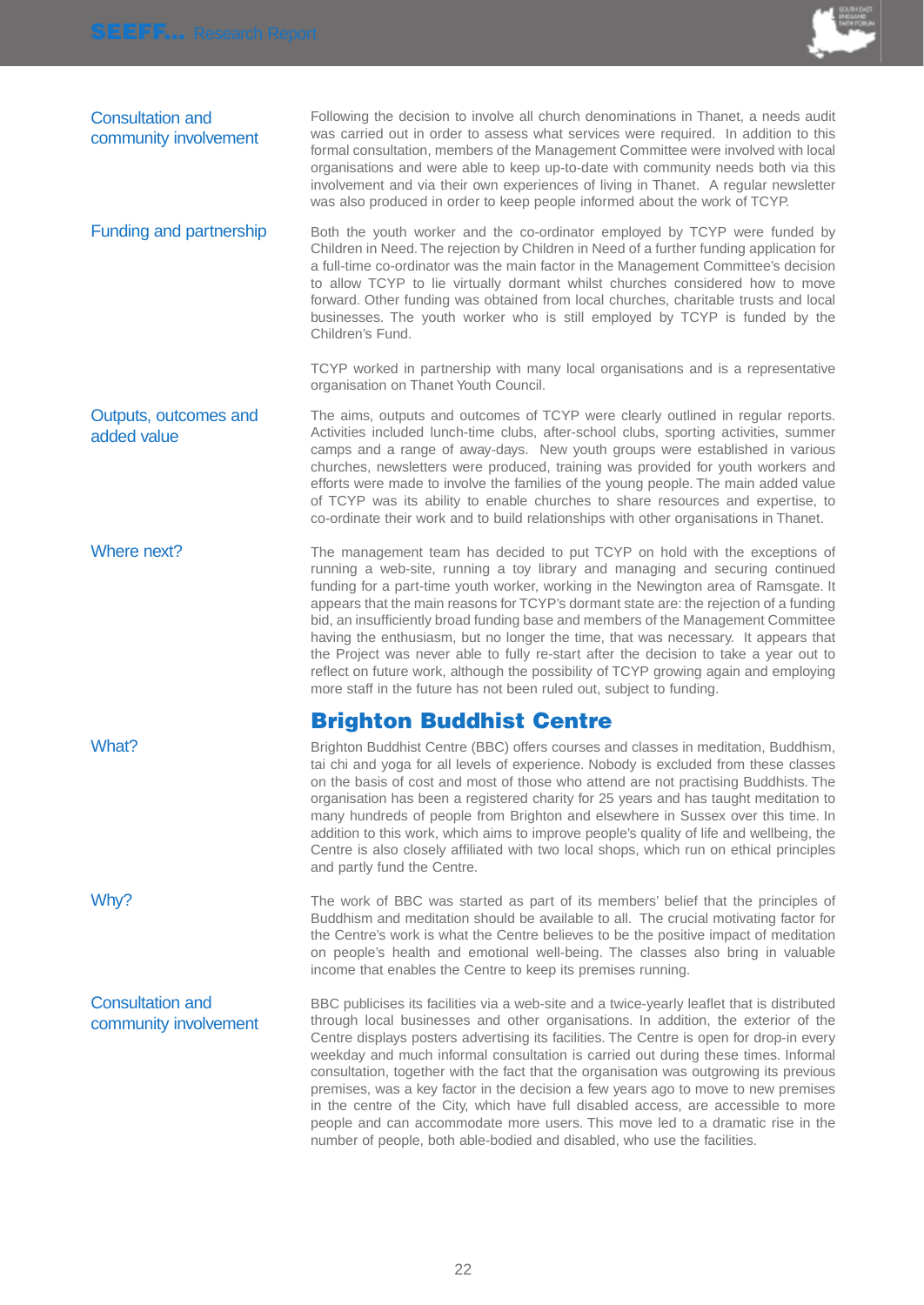**Consultation and community involvement**

Following the decision to involve all church denominations in Thanet, a needs audit was carried out in order to assess what services were required. In addition to this formal consultation, members of the Management Committee were involved with local organisations and were able to keep up-to-date with community needs both via this involvement and via their own experiences of living in Thanet. A regular newsletter was also produced in order to keep people informed about the work of TCYP.

**Funding and partnership**

Both the youth worker and the co-ordinator employed by TCYP were funded by Children in Need. The rejection by Children in Need of a further funding application for a full-time co-ordinator was the main factor in the Management Committee's decision to allow TCYP to lie virtually dormant whilst churches considered how to move forward. Other funding was obtained from local churches, charitable trusts and local businesses. The youth worker who is still employed by TCYP is funded by the Children's Fund.

TCYP worked in partnership with many local organisations and is a representative organisation on Thanet Youth Council.

**Outputs, outcomes and added value**

The aims, outputs and outcomes of TCYP were clearly outlined in regular reports. Activities included lunch-time clubs, after-school clubs, sporting activities, summer camps and a range of away-days. New youth groups were established in various churches, newsletters were produced, training was provided for youth workers and efforts were made to involve the families of the young people. The main added value of TCYP was its ability to enable churches to share resources and expertise, to co-ordinate their work and to build relationships with other organisations in Thanet.

**Where next?**

The management team has decided to put TCYP on hold with the exceptions of running a web-site, running a toy library and managing and securing continued funding for a part-time youth worker, working in the Newington area of Ramsgate. It appears that the main reasons for TCYP's dormant state are: the rejection of a funding bid, an insufficiently broad funding base and members of the Management Committee having the enthusiasm, but no longer the time, that was necessary. It appears that the Project was never able to fully re-start after the decision to take a year out to reflect on future work, although the possibility of TCYP growing again and employing more staff in the future has not been ruled out, subject to funding.

## Brighton Buddhist Centre

**What?**

Brighton Buddhist Centre (BBC) offers courses and classes in meditation, Buddhism, tai chi and yoga for all levels of experience. Nobody is excluded from these classes on the basis of cost and most of those who attend are not practising Buddhists. The organisation has been a registered charity for 25 years and has taught meditation to many hundreds of people from Brighton and elsewhere in Sussex over this time. In addition to this work, which aims to improve people's quality of life and wellbeing, the Centre is also closely affiliated with two local shops, which run on ethical principles and partly fund the Centre.

**Why?**

The work of BBC was started as part of its members' belief that the principles of Buddhism and meditation should be available to all. The crucial motivating factor for the Centre's work is what the Centre believes to be the positive impact of meditation on people's health and emotional well-being. The classes also bring in valuable income that enables the Centre to keep its premises running.

**Consultation and community involvement**

BBC publicises its facilities via a web-site and a twice-yearly leaflet that is distributed through local businesses and other organisations. In addition, the exterior of the Centre displays posters advertising its facilities. The Centre is open for drop-in every weekday and much informal consultation is carried out during these times. Informal consultation, together with the fact that the organisation was outgrowing its previous premises, was a key factor in the decision a few years ago to move to new premises in the centre of the City, which have full disabled access, are accessible to more people and can accommodate more users. This move led to a dramatic rise in the number of people, both able-bodied and disabled, who use the facilities.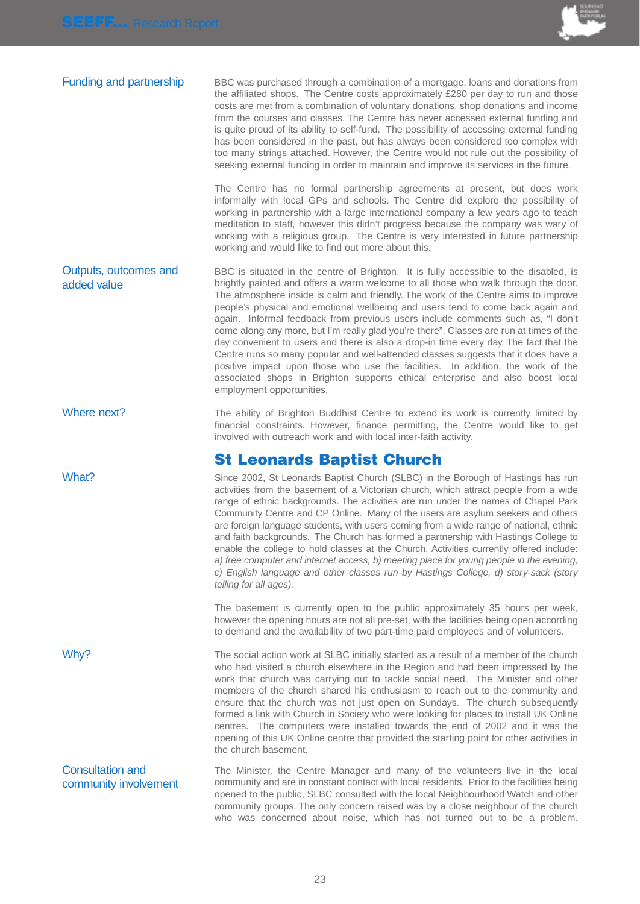### Funding and partnership

BBC was purchased through a combination of a mortgage, loans and donations from the affiliated shops. The Centre costs approximately £280 per day to run and those costs are met from a combination of voluntary donations, shop donations and income from the courses and classes. The Centre has never accessed external funding and is quite proud of its ability to self-fund. The possibility of accessing external funding has been considered in the past, but has always been considered too complex with too many strings attached. However, the Centre would not rule out the possibility of seeking external funding in order to maintain and improve its services in the future.

The Centre has no formal partnership agreements at present, but does work informally with local GPs and schools. The Centre did explore the possibility of working in partnership with a large international company a few years ago to teach meditation to staff, however this didn't progress because the company was wary of working with a religious group. The Centre is very interested in future partnership working and would like to find out more about this.

### Outputs, outcomes and added value

BBC is situated in the centre of Brighton. It is fully accessible to the disabled, is brightly painted and offers a warm welcome to all those who walk through the door. The atmosphere inside is calm and friendly. The work of the Centre aims to improve people's physical and emotional wellbeing and users tend to come back again and again. Informal feedback from previous users include comments such as, "I don't come along any more, but I'm really glad you're there". Classes are run at times of the day convenient to users and there is also a drop-in time every day. The fact that the Centre runs so many popular and well-attended classes suggests that it does have a positive impact upon those who use the facilities. In addition, the work of the associated shops in Brighton supports ethical enterprise and also boost local employment opportunities.

### Where next?

The ability of Brighton Buddhist Centre to extend its work is currently limited by financial constraints. However, finance permitting, the Centre would like to get involved with outreach work and with local inter-faith activity.

## St Leonards Baptist Church

### What?

Since 2002, St Leonards Baptist Church (SLBC) in the Borough of Hastings has run activities from the basement of a Victorian church, which attract people from a wide range of ethnic backgrounds. The activities are run under the names of Chapel Park Community Centre and CP Online. Many of the users are asylum seekers and others are foreign language students, with users coming from a wide range of national, ethnic and faith backgrounds. The Church has formed a partnership with Hastings College to enable the college to hold classes at the Church. Activities currently offered include: *a) free computer and internet access, b) meeting place for young people in the evening, c) English language and other classes run by Hastings College, d) story-sack (story telling for all ages).*

The basement is currently open to the public approximately 35 hours per week, however the opening hours are not all pre-set, with the facilities being open according to demand and the availability of two part-time paid employees and of volunteers.

### Why?

The social action work at SLBC initially started as a result of a member of the church who had visited a church elsewhere in the Region and had been impressed by the work that church was carrying out to tackle social need. The Minister and other members of the church shared his enthusiasm to reach out to the community and ensure that the church was not just open on Sundays. The church subsequently formed a link with Church in Society who were looking for places to install UK Online centres. The computers were installed towards the end of 2002 and it was the opening of this UK Online centre that provided the starting point for other activities in the church basement.

### Consultation and community involvement

The Minister, the Centre Manager and many of the volunteers live in the local community and are in constant contact with local residents. Prior to the facilities being opened to the public, SLBC consulted with the local Neighbourhood Watch and other community groups. The only concern raised was by a close neighbour of the church who was concerned about noise, which has not turned out to be a problem.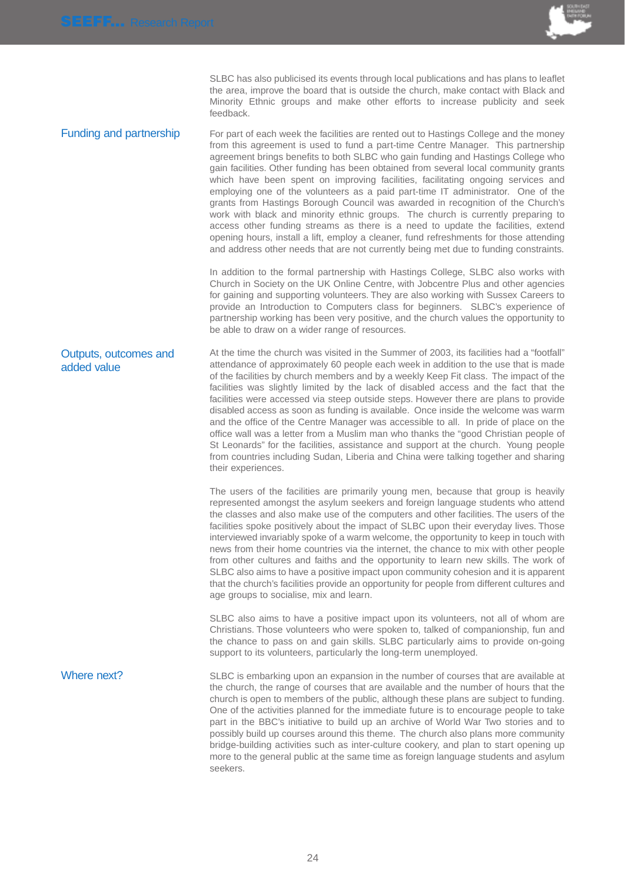SLBC has also publicised its events through local publications and has plans to leaflet the area, improve the board that is outside the church, make contact with Black and Minority Ethnic groups and make other efforts to increase publicity and seek feedback.

## Funding and partnership

For part of each week the facilities are rented out to Hastings College and the money from this agreement is used to fund a part-time Centre Manager. This partnership agreement brings benefits to both SLBC who gain funding and Hastings College who gain facilities. Other funding has been obtained from several local community grants which have been spent on improving facilities, facilitating ongoing services and employing one of the volunteers as a paid part-time IT administrator. One of the grants from Hastings Borough Council was awarded in recognition of the Church's work with black and minority ethnic groups. The church is currently preparing to access other funding streams as there is a need to update the facilities, extend opening hours, install a lift, employ a cleaner, fund refreshments for those attending and address other needs that are not currently being met due to funding constraints.

In addition to the formal partnership with Hastings College, SLBC also works with Church in Society on the UK Online Centre, with Jobcentre Plus and other agencies for gaining and supporting volunteers. They are also working with Sussex Careers to provide an Introduction to Computers class for beginners. SLBC's experience of partnership working has been very positive, and the church values the opportunity to be able to draw on a wider range of resources.

## Outputs, outcomes and added value

At the time the church was visited in the Summer of 2003, its facilities had a "footfall" attendance of approximately 60 people each week in addition to the use that is made of the facilities by church members and by a weekly Keep Fit class. The impact of the facilities was slightly limited by the lack of disabled access and the fact that the facilities were accessed via steep outside steps. However there are plans to provide disabled access as soon as funding is available. Once inside the welcome was warm and the office of the Centre Manager was accessible to all. In pride of place on the office wall was a letter from a Muslim man who thanks the "good Christian people of St Leonards" for the facilities, assistance and support at the church. Young people from countries including Sudan, Liberia and China were talking together and sharing their experiences.

The users of the facilities are primarily young men, because that group is heavily represented amongst the asylum seekers and foreign language students who attend the classes and also make use of the computers and other facilities. The users of the facilities spoke positively about the impact of SLBC upon their everyday lives. Those interviewed invariably spoke of a warm welcome, the opportunity to keep in touch with news from their home countries via the internet, the chance to mix with other people from other cultures and faiths and the opportunity to learn new skills. The work of SLBC also aims to have a positive impact upon community cohesion and it is apparent that the church's facilities provide an opportunity for people from different cultures and age groups to socialise, mix and learn.

SLBC also aims to have a positive impact upon its volunteers, not all of whom are Christians. Those volunteers who were spoken to, talked of companionship, fun and the chance to pass on and gain skills. SLBC particularly aims to provide on-going support to its volunteers, particularly the long-term unemployed.

## Where next?

SLBC is embarking upon an expansion in the number of courses that are available at the church, the range of courses that are available and the number of hours that the church is open to members of the public, although these plans are subject to funding. One of the activities planned for the immediate future is to encourage people to take part in the BBC's initiative to build up an archive of World War Two stories and to possibly build up courses around this theme. The church also plans more community bridge-building activities such as inter-culture cookery, and plan to start opening up more to the general public at the same time as foreign language students and asylum seekers.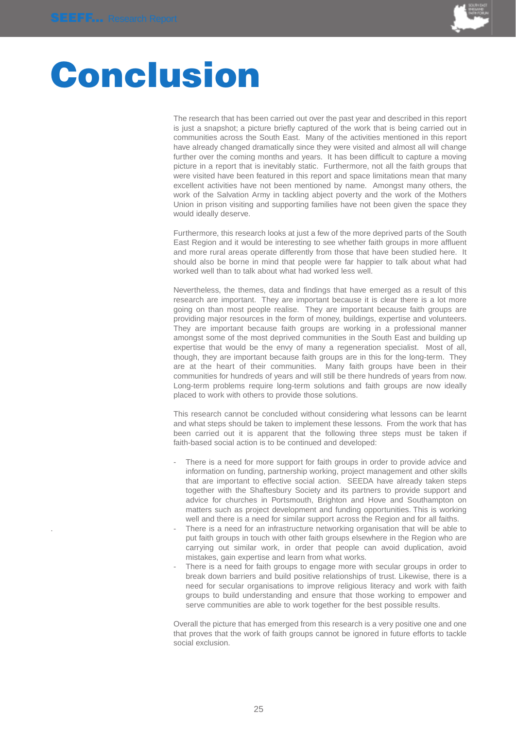# Conclusion

The research that has been carried out over the past year and described in this report is just a snapshot; a picture briefly captured of the work that is being carried out in communities across the South East. Many of the activities mentioned in this report have already changed dramatically since they were visited and almost all will change further over the coming months and years. It has been difficult to capture a moving picture in a report that is inevitably static. Furthermore, not all the faith groups that were visited have been featured in this report and space limitations mean that many excellent activities have not been mentioned by name. Amongst many others, the work of the Salvation Army in tackling abject poverty and the work of the Mothers Union in prison visiting and supporting families have not been given the space they would ideally deserve.

Furthermore, this research looks at just a few of the more deprived parts of the South East Region and it would be interesting to see whether faith groups in more affluent and more rural areas operate differently from those that have been studied here. It should also be borne in mind that people were far happier to talk about what had worked well than to talk about what had worked less well.

Nevertheless, the themes, data and findings that have emerged as a result of this research are important. They are important because it is clear there is a lot more going on than most people realise. They are important because faith groups are providing major resources in the form of money, buildings, expertise and volunteers. They are important because faith groups are working in a professional manner amongst some of the most deprived communities in the South East and building up expertise that would be the envy of many a regeneration specialist. Most of all, though, they are important because faith groups are in this for the long-term. They are at the heart of their communities. Many faith groups have been in their communities for hundreds of years and will still be there hundreds of years from now. Long-term problems require long-term solutions and faith groups are now ideally placed to work with others to provide those solutions.

This research cannot be concluded without considering what lessons can be learnt and what steps should be taken to implement these lessons. From the work that has been carried out it is apparent that the following three steps must be taken if faith-based social action is to be continued and developed:

- There is a need for more support for faith groups in order to provide advice and information on funding, partnership working, project management and other skills that are important to effective social action. SEEDA have already taken steps together with the Shaftesbury Society and its partners to provide support and advice for churches in Portsmouth, Brighton and Hove and Southampton on matters such as project development and funding opportunities. This is working well and there is a need for similar support across the Region and for all faiths.
- There is a need for an infrastructure networking organisation that will be able to put faith groups in touch with other faith groups elsewhere in the Region who are carrying out similar work, in order that people can avoid duplication, avoid mistakes, gain expertise and learn from what works.
- There is a need for faith groups to engage more with secular groups in order to break down barriers and build positive relationships of trust. Likewise, there is a need for secular organisations to improve religious literacy and work with faith groups to build understanding and ensure that those working to empower and serve communities are able to work together for the best possible results.

Overall the picture that has emerged from this research is a very positive one and one that proves that the work of faith groups cannot be ignored in future efforts to tackle social exclusion.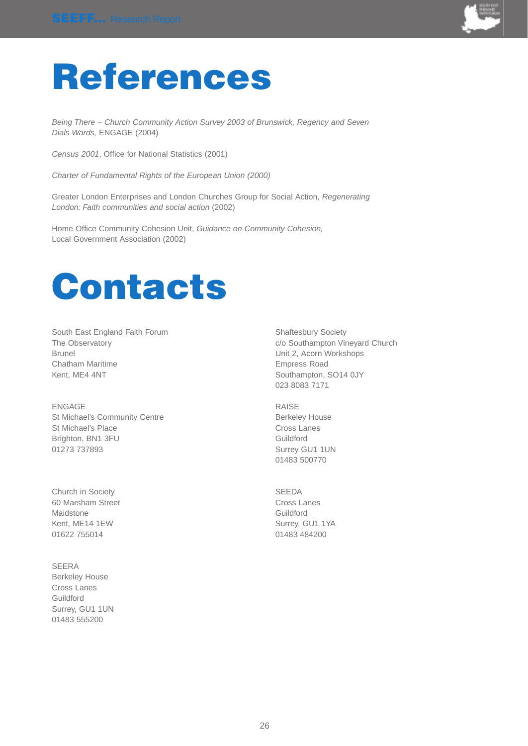# References

*Being There – Church Community Action Survey 2003 of Brunswick, Regency and Seven Dials Wards,* ENGAGE (2004)

*Census 2001*, Office for National Statistics (2001)

*Charter of Fundamental Rights of the European Union (2000)*

Greater London Enterprises and London Churches Group for Social Action, *Regenerating London: Faith communities and social action* (2002)

Home Office Community Cohesion Unit, *Guidance on Community Cohesion,* Local Government Association (2002)

# Contacts

South East England Faith Forum
The Observatory
Brunel
Chatham Maritime
Kent, ME4 4NT

ENGAGE
St Michael's Community Centre
St Michael's Place
Brighton, BN1 3FU
01273 737893

Church in Society
60 Marsham Street
Maidstone
Kent, ME14 1EW
01622 755014

SEERA
Berkeley House
Cross Lanes
Guildford
Surrey, GU1 1UN
01483 555200

Shaftesbury Society
c/o Southampton Vineyard Church
Unit 2, Acorn Workshops
Empress Road
Southampton, SO14 0JY
023 8083 7171

RAISE
Berkeley House
Cross Lanes
Guildford
Surrey GU1 1UN
01483 500770

SEEDA
Cross Lanes
Guildford
Surrey, GU1 1YA
01483 484200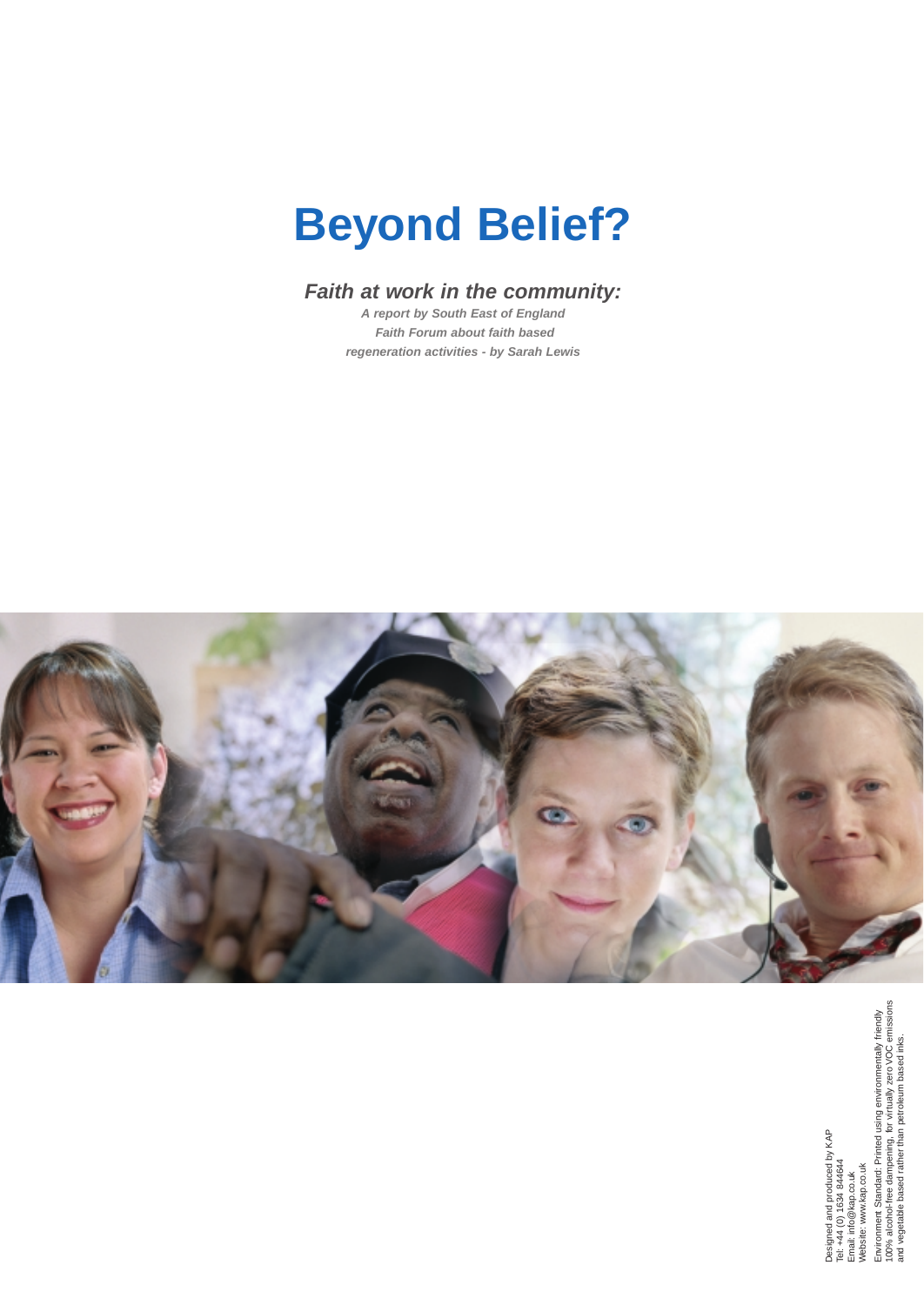# Beyond Belief?

### *Faith at work in the community:*

***A report by South East of England Faith Forum about faith based regeneration activities - by Sarah Lewis***

Designed and produced by KAP
Tel: +44 (0) 1634 844644
Email: info@kap.co.uk
Website: www.kap.co.uk

Environment Standard: Printed using environmentally friendly 100% alcohol free dampening, for virtually zero VOC emissions and vegetable based rather than petroleum based inks.